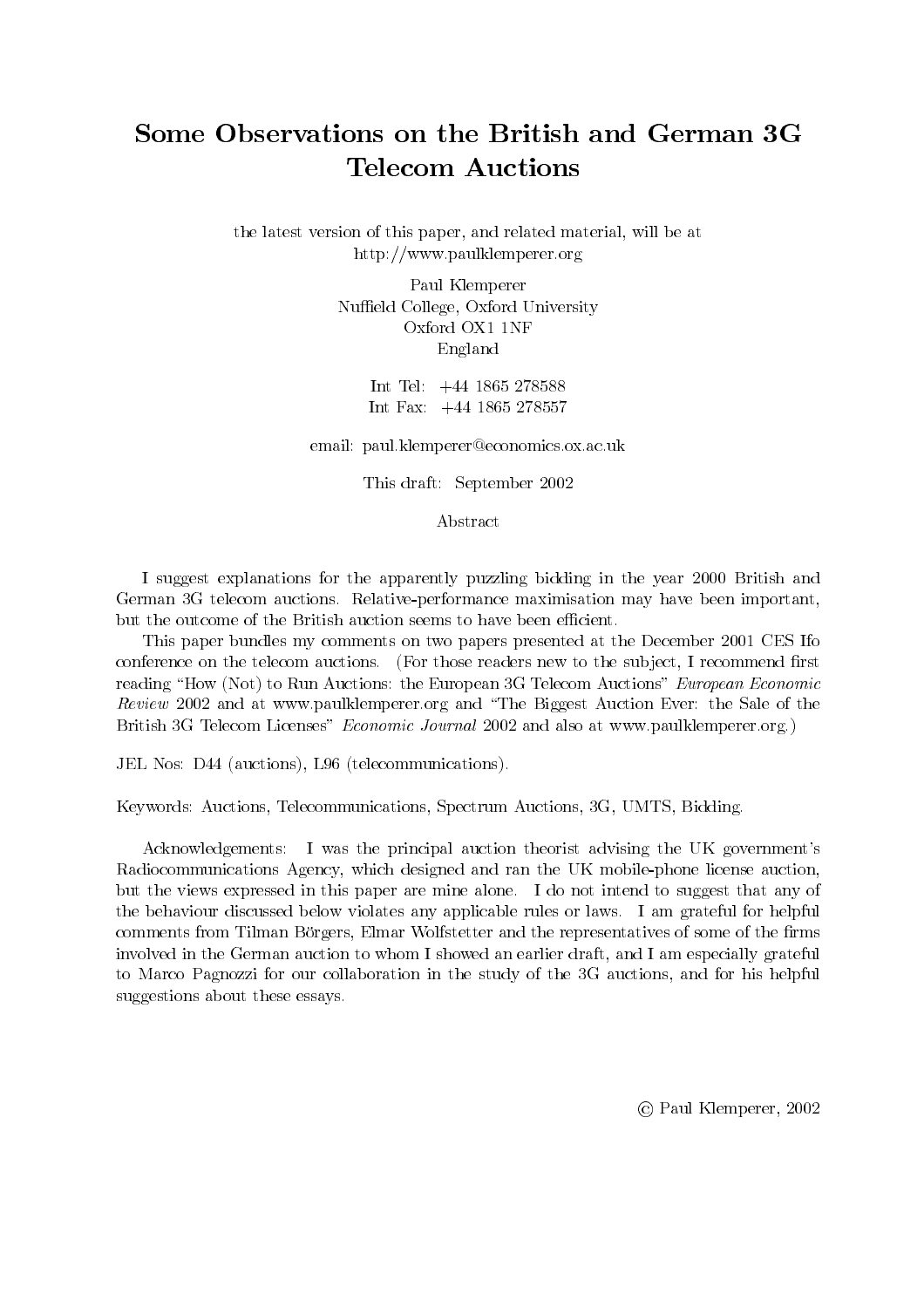# Some Observations on the British and German 3G Telecom Auctions

the latest version of this paper, and related material, will be at
http://www.paulklemperer.org

Paul Klemperer
Nuffield College, Oxford University
Oxford OX1 1NF
England

Int Tel: +44 1865 278588
Int Fax: +44 1865 278557

email: paul.klemperer@economics.ox.ac.uk

This draft: September 2002

## Abstract

I suggest explanations for the apparently puzzling bidding in the year 2000 British and German 3G telecom auctions. Relative-performance maximisation may have been important, but the outcome of the British auction seems to have been efficient.

This paper bundles my comments on two papers presented at the December 2001 CES Ifo conference on the telecom auctions. (For those readers new to the subject, I recommend first reading "How (Not) to Run Auctions: the European 3G Telecom Auctions" *European Economic Review* 2002 and at www.paulklemperer.org and "The Biggest Auction Ever: the Sale of the British 3G Telecom Licenses" *Economic Journal* 2002 and also at www.paulklemperer.org.)

JEL Nos: D44 (auctions), L96 (telecommunications).

Keywords: Auctions, Telecommunications, Spectrum Auctions, 3G, UMTS, Bidding.

Acknowledgements: I was the principal auction theorist advising the UK government's Radiocommunications Agency, which designed and ran the UK mobile-phone license auction, but the views expressed in this paper are mine alone. I do not intend to suggest that any of the behaviour discussed below violates any applicable rules or laws. I am grateful for helpful comments from Tilman Börgers, Elmar Wolfstetter and the representatives of some of the firms involved in the German auction to whom I showed an earlier draft, and I am especially grateful to Marco Pagnozzi for our collaboration in the study of the 3G auctions, and for his helpful suggestions about these essays.

© Paul Klemperer, 2002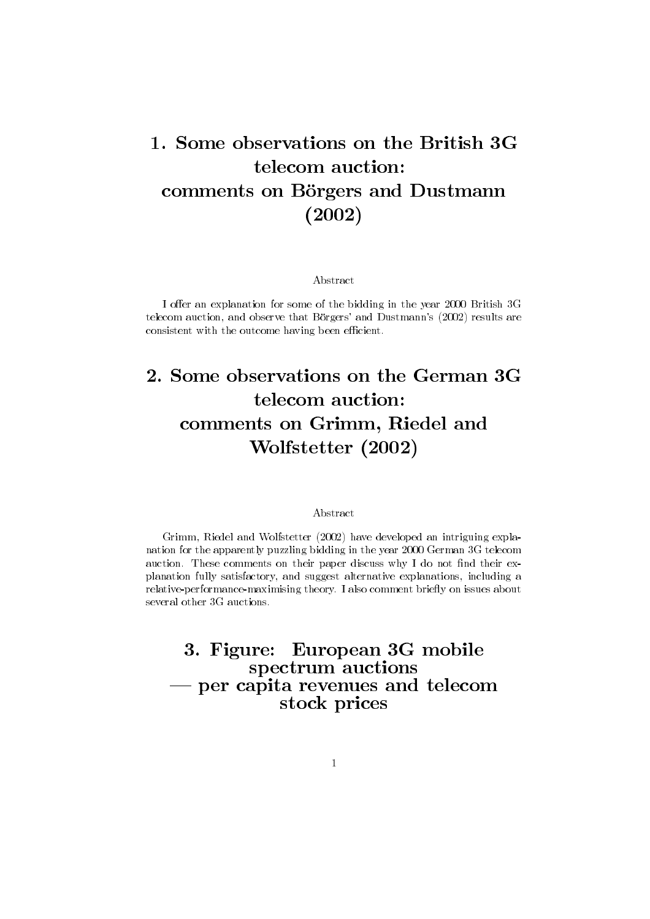# 1. Some observations on the British 3G telecom auction: comments on Börgers and Dustmann (2002)

Abstract

I offer an explanation for some of the bidding in the year 2000 British 3G telecom auction, and observe that Börgers' and Dustmann's (2002) results are consistent with the outcome having been efficient.

# 2. Some observations on the German 3G telecom auction: comments on Grimm, Riedel and Wolfstetter (2002)

Abstract

Grimm, Riedel and Wolfstetter (2002) have developed an intriguing explanation for the apparently puzzling bidding in the year 2000 German 3G telecom auction. These comments on their paper discuss why I do not find their explanation fully satisfactory, and suggest alternative explanations, including a relative-performance-maximising theory. I also comment briefly on issues about several other 3G auctions.

# 3. Figure: European 3G mobile spectrum auctions — per capita revenues and telecom stock prices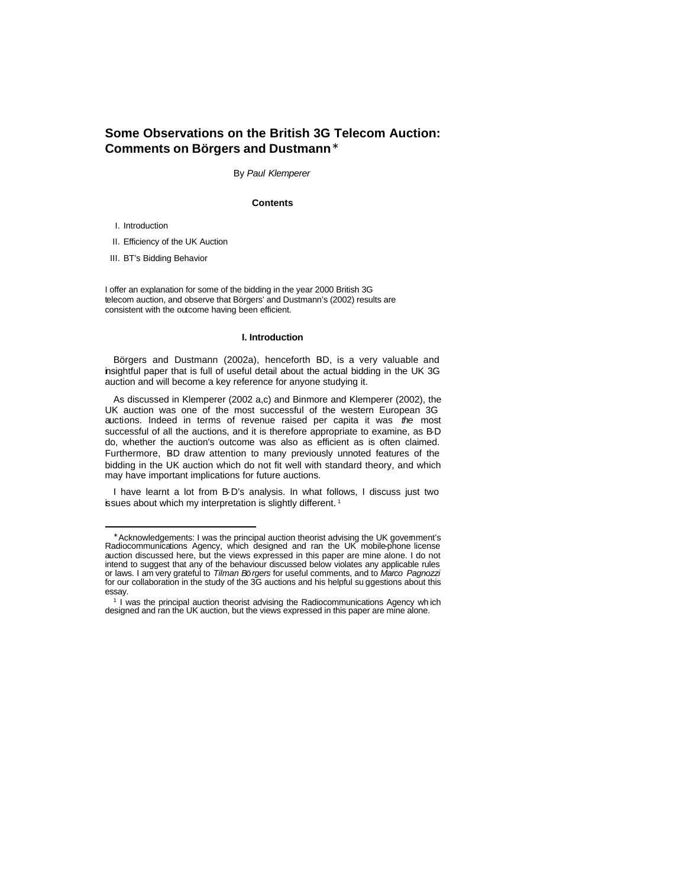# Some Observations on the British 3G Telecom Auction: Comments on Börgers and Dustmann*

By *Paul Klemperer*

### Contents

I. Introduction

II. Efficiency of the UK Auction

III. BT's Bidding Behavior

I offer an explanation for some of the bidding in the year 2000 British 3G telecom auction, and observe that Börgers' and Dustmann's (2002) results are consistent with the outcome having been efficient.

### I. Introduction

Börgers and Dustmann (2002a), henceforth B-D, is a very valuable and insightful paper that is full of useful detail about the actual bidding in the UK 3G auction and will become a key reference for anyone studying it.

As discussed in Klemperer (2002 a,c) and Binmore and Klemperer (2002), the UK auction was one of the most successful of the western European 3G auctions. Indeed in terms of revenue raised per capita it was *the* most successful of all the auctions, and it is therefore appropriate to examine, as B-D do, whether the auction's outcome was also as efficient as is often claimed. Furthermore, B-D draw attention to many previously unnoted features of the bidding in the UK auction which do not fit well with standard theory, and which may have important implications for future auctions.

I have learnt a lot from B-D's analysis. In what follows, I discuss just two issues about which my interpretation is slightly different.[1]

---

*Acknowledgements: I was the principal auction theorist advising the UK government's Radiocommunications Agency, which designed and ran the UK mobile-phone license auction discussed here, but the views expressed in this paper are mine alone. I do not intend to suggest that any of the behaviour discussed below violates any applicable rules or laws. I am very grateful to *Tilman Börgers* for useful comments, and to *Marco Pagnozzi* for our collaboration in the study of the 3G auctions and his helpful suggestions about this essay.

[1] I was the principal auction theorist advising the Radiocommunications Agency which designed and ran the UK auction, but the views expressed in this paper are mine alone.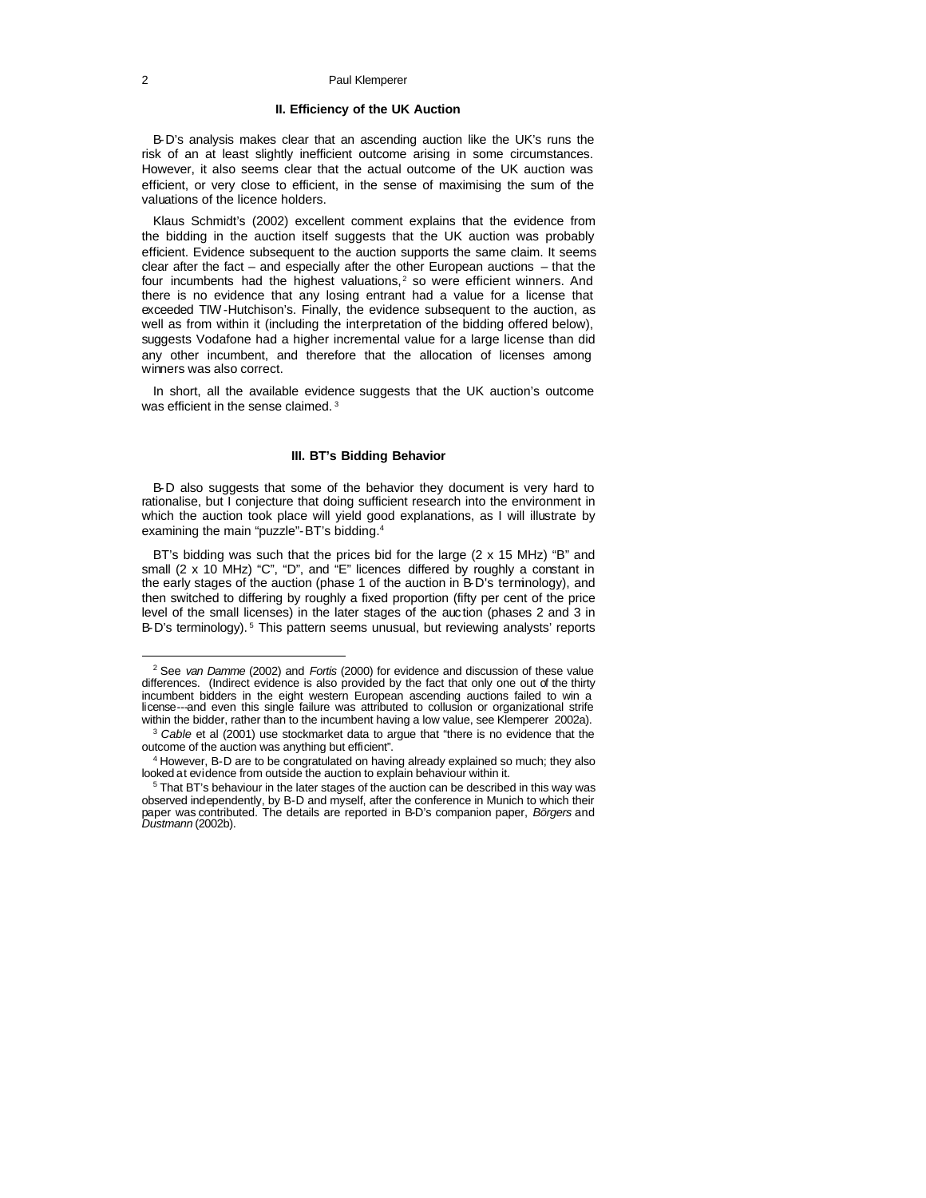## II. Efficiency of the UK Auction

B-D's analysis makes clear that an ascending auction like the UK's runs the risk of an at least slightly inefficient outcome arising in some circumstances. However, it also seems clear that the actual outcome of the UK auction was efficient, or very close to efficient, in the sense of maximising the sum of the valuations of the licence holders.

Klaus Schmidt's (2002) excellent comment explains that the evidence from the bidding in the auction itself suggests that the UK auction was probably efficient. Evidence subsequent to the auction supports the same claim. It seems clear after the fact – and especially after the other European auctions – that the four incumbents had the highest valuations,[2] so were efficient winners. And there is no evidence that any losing entrant had a value for a license that exceeded TIW-Hutchison's. Finally, the evidence subsequent to the auction, as well as from within it (including the interpretation of the bidding offered below), suggests Vodafone had a higher incremental value for a large license than did any other incumbent, and therefore that the allocation of licenses among winners was also correct.

In short, all the available evidence suggests that the UK auction's outcome was efficient in the sense claimed.[3]

## III. BT's Bidding Behavior

B-D also suggests that some of the behavior they document is very hard to rationalise, but I conjecture that doing sufficient research into the environment in which the auction took place will yield good explanations, as I will illustrate by examining the main "puzzle"- BT's bidding.[4]

BT's bidding was such that the prices bid for the large (2 x 15 MHz) "B" and small (2 x 10 MHz) "C", "D", and "E" licences differed by roughly a constant in the early stages of the auction (phase 1 of the auction in B-D's terminology), and then switched to differing by roughly a fixed proportion (fifty per cent of the price level of the small licenses) in the later stages of the auction (phases 2 and 3 in B-D's terminology).[5] This pattern seems unusual, but reviewing analysts' reports

---

[2] See *van Damme* (2002) and *Fortis* (2000) for evidence and discussion of these value differences. (Indirect evidence is also provided by the fact that only one out of the thirty incumbent bidders in the eight western European ascending auctions failed to win a license---and even this single failure was attributed to collusion or organizational strife within the bidder, rather than to the incumbent having a low value, see Klemperer 2002a).

[3] *Cable* et al (2001) use stockmarket data to argue that "there is no evidence that the outcome of the auction was anything but efficient".

[4] However, B-D are to be congratulated on having already explained so much; they also looked at evidence from outside the auction to explain behaviour within it.

[5] That BT's behaviour in the later stages of the auction can be described in this way was observed independently, by B-D and myself, after the conference in Munich to which their paper was contributed. The details are reported in B-D's companion paper, *Börgers* and *Dustmann* (2002b).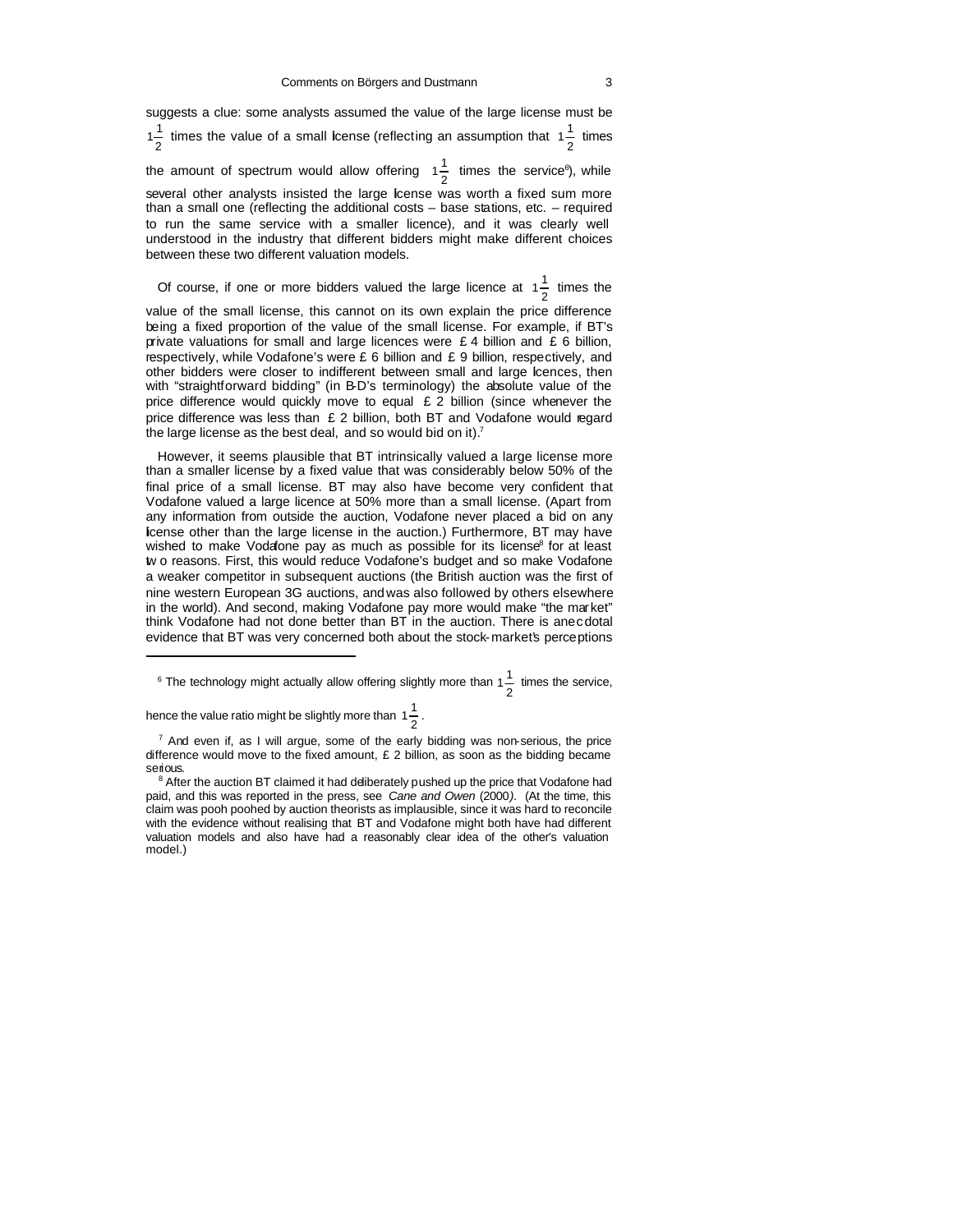suggests a clue: some analysts assumed the value of the large license must be $1\frac{1}{2}$ times the value of a small license (reflecting an assumption that $1\frac{1}{2}$ times the amount of spectrum would allow offering $1\frac{1}{2}$ times the service[6]), while several other analysts insisted the large license was worth a fixed sum more than a small one (reflecting the additional costs – base stations, etc. – required to run the same service with a smaller licence), and it was clearly well understood in the industry that different bidders might make different choices between these two different valuation models.

Of course, if one or more bidders valued the large licence at $1\frac{1}{2}$ times the value of the small license, this cannot on its own explain the price difference being a fixed proportion of the value of the small license. For example, if BT's private valuations for small and large licences were £ 4 billion and £ 6 billion, respectively, while Vodafone's were £ 6 billion and £ 9 billion, respectively, and other bidders were closer to indifferent between small and large licences, then with "straightforward bidding" (in B-D's terminology) the absolute value of the price difference would quickly move to equal £ 2 billion (since whenever the price difference was less than £ 2 billion, both BT and Vodafone would regard the large license as the best deal, and so would bid on it).[7]

However, it seems plausible that BT intrinsically valued a large license more than a smaller license by a fixed value that was considerably below 50% of the final price of a small license. BT may also have become very confident that Vodafone valued a large licence at 50% more than a small license. (Apart from any information from outside the auction, Vodafone never placed a bid on any license other than the large license in the auction.) Furthermore, BT may have wished to make Vodafone pay as much as possible for its license[8] for at least two reasons. First, this would reduce Vodafone's budget and so make Vodafone a weaker competitor in subsequent auctions (the British auction was the first of nine western European 3G auctions, and was also followed by others elsewhere in the world). And second, making Vodafone pay more would make "the market" think Vodafone had not done better than BT in the auction. There is anecdotal evidence that BT was very concerned both about the stock-market's perceptions

---

[6] The technology might actually allow offering slightly more than $1\frac{1}{2}$ times the service, hence the value ratio might be slightly more than $1\frac{1}{2}$.

[7] And even if, as I will argue, some of the early bidding was non-serious, the price difference would move to the fixed amount, £ 2 billion, as soon as the bidding became serious.

[8] After the auction BT claimed it had deliberately pushed up the price that Vodafone had paid, and this was reported in the press, see *Cane and Owen* (2000). (At the time, this claim was pooh poohed by auction theorists as implausible, since it was hard to reconcile with the evidence without realising that BT and Vodafone might both have had different valuation models and also have had a reasonably clear idea of the other's valuation model.)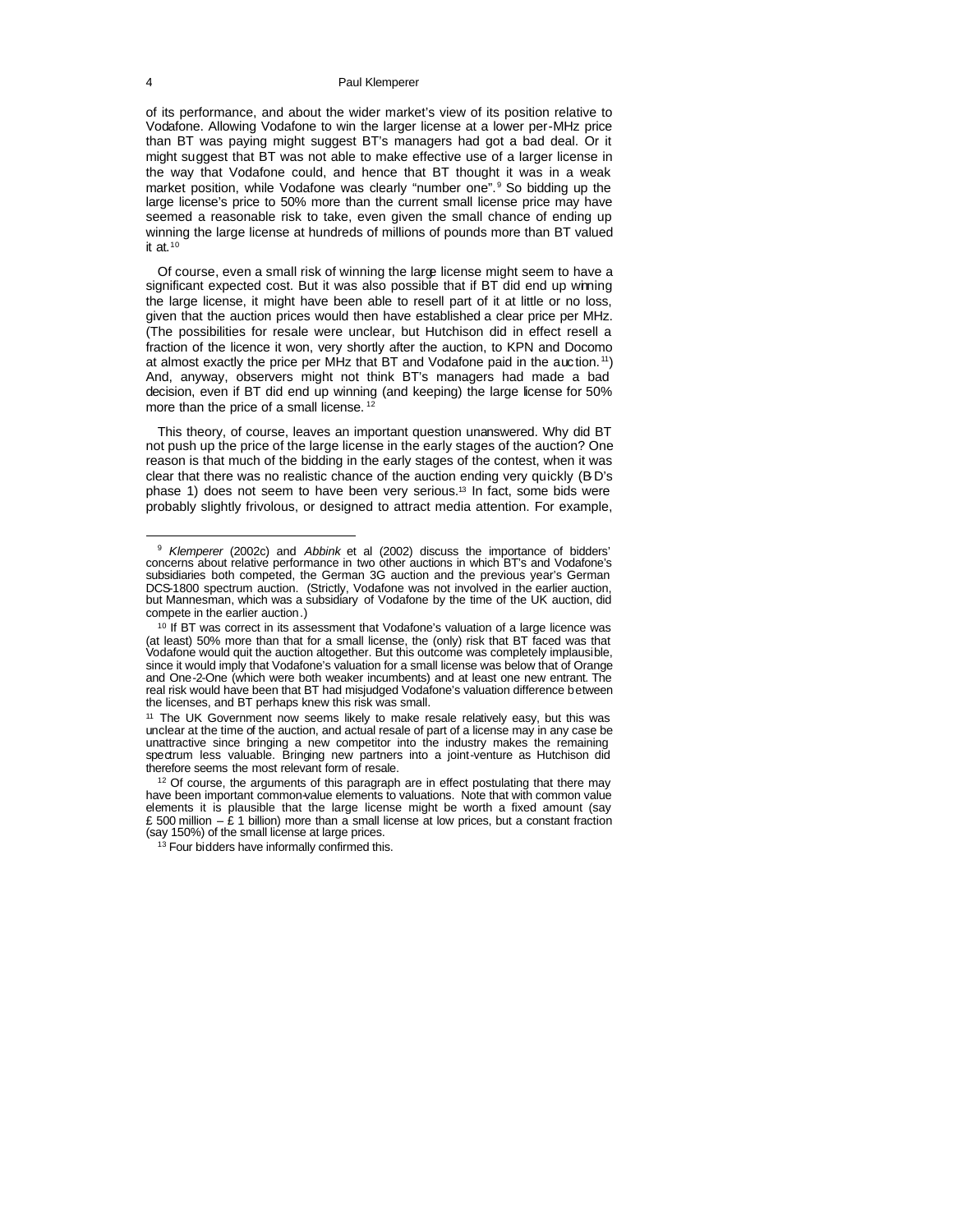of its performance, and about the wider market's view of its position relative to Vodafone. Allowing Vodafone to win the larger license at a lower per-MHz price than BT was paying might suggest BT's managers had got a bad deal. Or it might suggest that BT was not able to make effective use of a larger license in the way that Vodafone could, and hence that BT thought it was in a weak market position, while Vodafone was clearly "number one".[9] So bidding up the large license's price to 50% more than the current small license price may have seemed a reasonable risk to take, even given the small chance of ending up winning the large license at hundreds of millions of pounds more than BT valued it at.[10]

Of course, even a small risk of winning the large license might seem to have a significant expected cost. But it was also possible that if BT did end up winning the large license, it might have been able to resell part of it at little or no loss, given that the auction prices would then have established a clear price per MHz. (The possibilities for resale were unclear, but Hutchison did in effect resell a fraction of the licence it won, very shortly after the auction, to KPN and Docomo at almost exactly the price per MHz that BT and Vodafone paid in the auction.[11]) And, anyway, observers might not think BT's managers had made a bad decision, even if BT did end up winning (and keeping) the large license for 50% more than the price of a small license.[12]

This theory, of course, leaves an important question unanswered. Why did BT not push up the price of the large license in the early stages of the auction? One reason is that much of the bidding in the early stages of the contest, when it was clear that there was no realistic chance of the auction ending very quickly (B-D's phase 1) does not seem to have been very serious.[13] In fact, some bids were probably slightly frivolous, or designed to attract media attention. For example,

---

[9] *Klemperer* (2002c) and *Abbink* et al (2002) discuss the importance of bidders' concerns about relative performance in two other auctions in which BT's and Vodafone's subsidiaries both competed, the German 3G auction and the previous year's German DCS-1800 spectrum auction. (Strictly, Vodafone was not involved in the earlier auction, but Mannesman, which was a subsidiary of Vodafone by the time of the UK auction, did compete in the earlier auction.)

[10] If BT was correct in its assessment that Vodafone's valuation of a large licence was (at least) 50% more than that for a small license, the (only) risk that BT faced was that Vodafone would quit the auction altogether. But this outcome was completely implausible, since it would imply that Vodafone's valuation for a small license was below that of Orange and One-2-One (which were both weaker incumbents) and at least one new entrant. The real risk would have been that BT had misjudged Vodafone's valuation difference between the licenses, and BT perhaps knew this risk was small.

[11] The UK Government now seems likely to make resale relatively easy, but this was unclear at the time of the auction, and actual resale of part of a license may in any case be unattractive since bringing a new competitor into the industry makes the remaining spectrum less valuable. Bringing new partners into a joint-venture as Hutchison did therefore seems the most relevant form of resale.

[12] Of course, the arguments of this paragraph are in effect postulating that there may have been important common-value elements to valuations. Note that with common value elements it is plausible that the large license might be worth a fixed amount (say £ 500 million – £ 1 billion) more than a small license at low prices, but a constant fraction (say 150%) of the small license at large prices.

[13] Four bidders have informally confirmed this.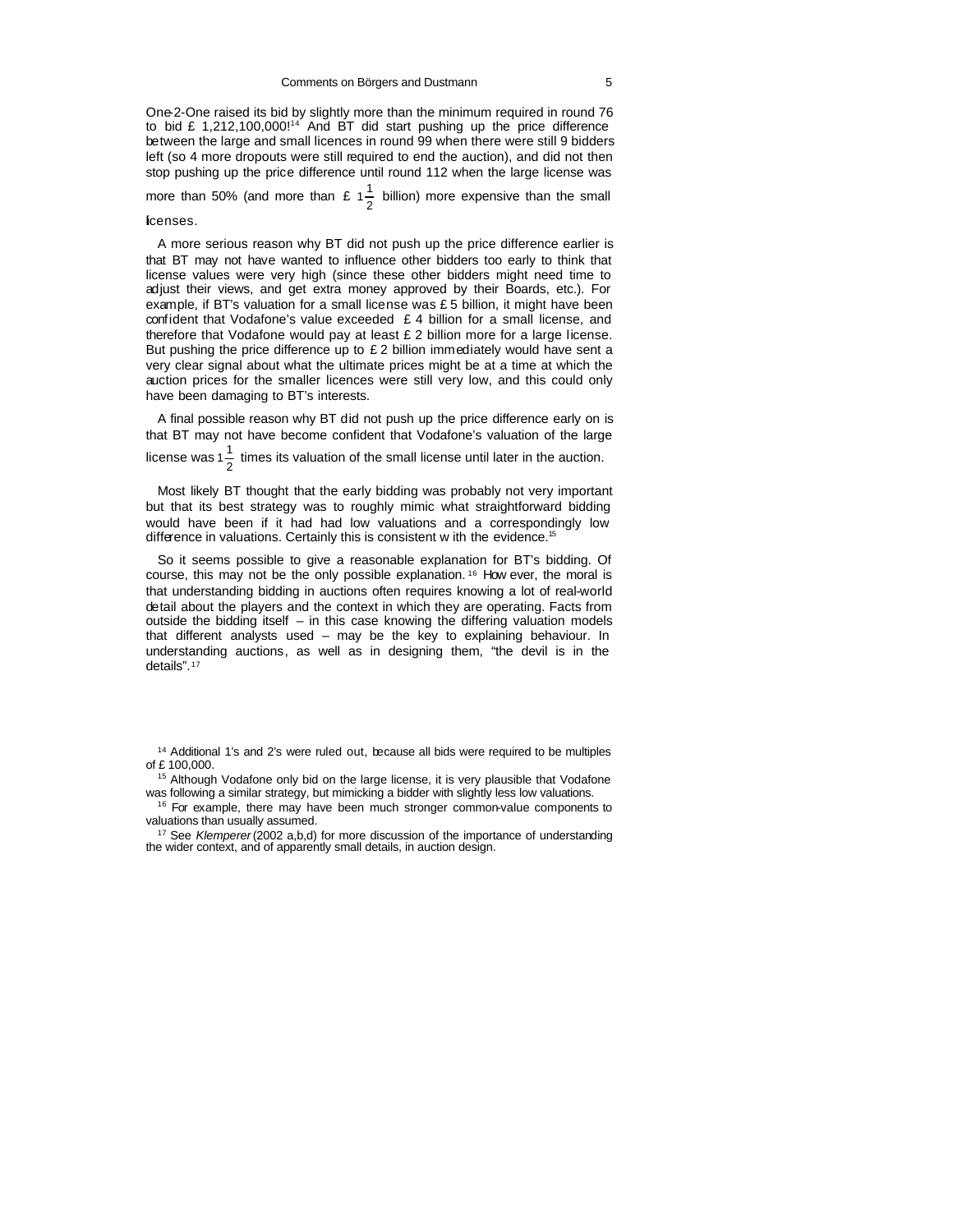One-2-One raised its bid by slightly more than the minimum required in round 76 to bid £ 1,212,100,000![14] And BT did start pushing up the price difference between the large and small licences in round 99 when there were still 9 bidders left (so 4 more dropouts were still required to end the auction), and did not then stop pushing up the price difference until round 112 when the large license was more than 50% (and more than £ $1\frac{1}{2}$ billion) more expensive than the small licenses.

A more serious reason why BT did not push up the price difference earlier is that BT may not have wanted to influence other bidders too early to think that license values were very high (since these other bidders might need time to adjust their views, and get extra money approved by their Boards, etc.). For example, if BT's valuation for a small license was £ 5 billion, it might have been confident that Vodafone's value exceeded £ 4 billion for a small license, and therefore that Vodafone would pay at least £ 2 billion more for a large license. But pushing the price difference up to £ 2 billion immediately would have sent a very clear signal about what the ultimate prices might be at a time at which the auction prices for the smaller licences were still very low, and this could only have been damaging to BT's interests.

A final possible reason why BT did not push up the price difference early on is that BT may not have become confident that Vodafone's valuation of the large license was $1\frac{1}{2}$ times its valuation of the small license until later in the auction.

Most likely BT thought that the early bidding was probably not very important but that its best strategy was to roughly mimic what straightforward bidding would have been if it had had low valuations and a correspondingly low difference in valuations. Certainly this is consistent with the evidence.[15]

So it seems possible to give a reasonable explanation for BT's bidding. Of course, this may not be the only possible explanation.[16] However, the moral is that understanding bidding in auctions often requires knowing a lot of real-world detail about the players and the context in which they are operating. Facts from outside the bidding itself – in this case knowing the differing valuation models that different analysts used – may be the key to explaining behaviour. In understanding auctions, as well as in designing them, "the devil is in the details".[17]

---

[14] Additional 1's and 2's were ruled out, because all bids were required to be multiples of £ 100,000.

[15] Although Vodafone only bid on the large license, it is very plausible that Vodafone was following a similar strategy, but mimicking a bidder with slightly less low valuations.

[16] For example, there may have been much stronger common-value components to valuations than usually assumed.

[17] See *Klemperer* (2002 a,b,d) for more discussion of the importance of understanding the wider context, and of apparently small details, in auction design.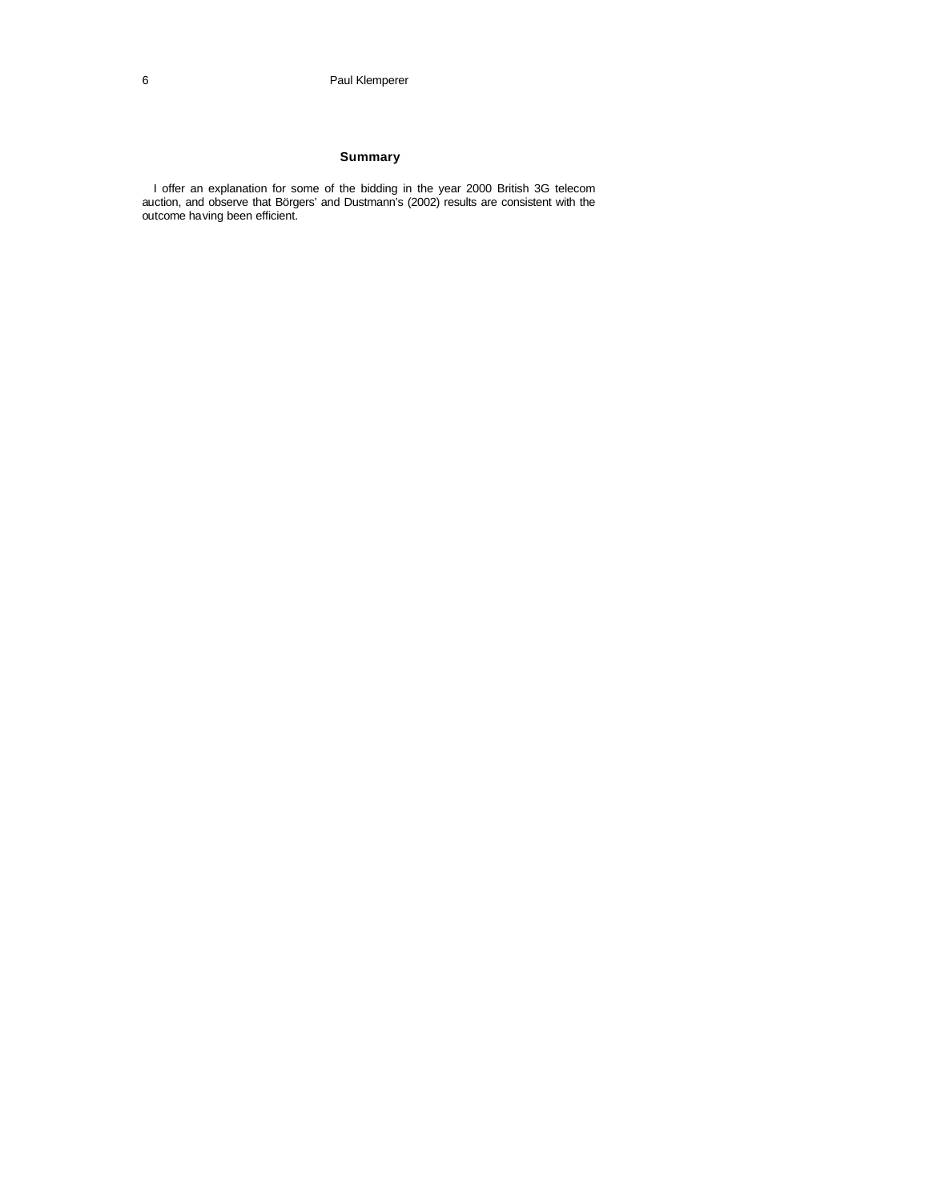## Summary

I offer an explanation for some of the bidding in the year 2000 British 3G telecom auction, and observe that Börgers' and Dustmann's (2002) results are consistent with the outcome having been efficient.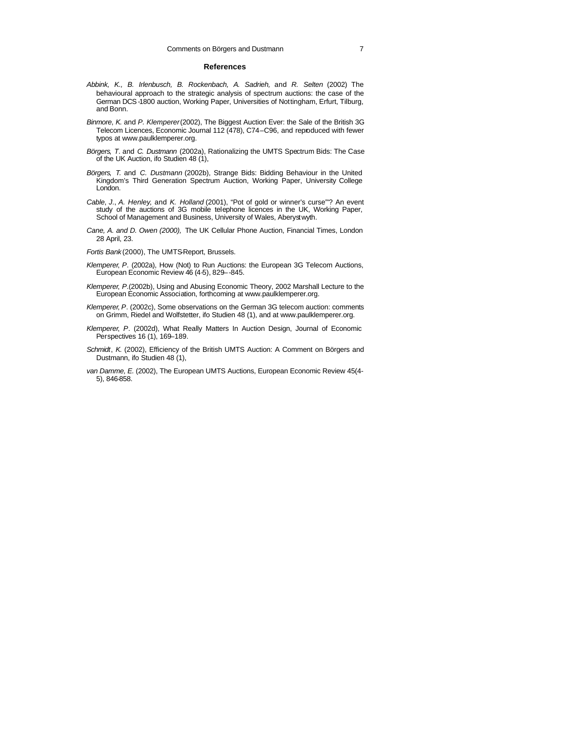## References

*Abbink, K., B. Irlenbusch, B. Rockenbach, A. Sadrieh,* and *R. Selten* (2002) The behavioural approach to the strategic analysis of spectrum auctions: the case of the German DCS-1800 auction, Working Paper, Universities of Nottingham, Erfurt, Tilburg, and Bonn.

*Binmore, K.* and *P. Klemperer* (2002), The Biggest Auction Ever: the Sale of the British 3G Telecom Licences, Economic Journal 112 (478), C74–C96, and reproduced with fewer typos at www.paulklemperer.org.

*Börgers, T.* and *C. Dustmann* (2002a), Rationalizing the UMTS Spectrum Bids: The Case of the UK Auction, ifo Studien 48 (1),

*Börgers, T.* and *C. Dustmann* (2002b), Strange Bids: Bidding Behaviour in the United Kingdom's Third Generation Spectrum Auction, Working Paper, University College London.

*Cable, J., A. Henley,* and *K. Holland* (2001), "Pot of gold or winner's curse"'? An event study of the auctions of 3G mobile telephone licences in the UK, Working Paper, School of Management and Business, University of Wales, Aberystwyth.

*Cane, A. and D. Owen (2000),* The UK Cellular Phone Auction, Financial Times, London 28 April, 23.

*Fortis Bank* (2000), The UMTS-Report, Brussels.

*Klemperer, P.* (2002a), How (Not) to Run Auctions: the European 3G Telecom Auctions, European Economic Review 46 (4-5), 829–-845.

*Klemperer, P.*(2002b), Using and Abusing Economic Theory, 2002 Marshall Lecture to the European Economic Association, forthcoming at www.paulklemperer.org.

*Klemperer, P.* (2002c), Some observations on the German 3G telecom auction: comments on Grimm, Riedel and Wolfstetter, ifo Studien 48 (1), and at www.paulklemperer.org.

*Klemperer, P.* (2002d), What Really Matters In Auction Design, Journal of Economic Perspectives 16 (1), 169–189.

*Schmidt, K.* (2002), Efficiency of the British UMTS Auction: A Comment on Börgers and Dustmann, ifo Studien 48 (1),

*van Damme, E.* (2002), The European UMTS Auctions, European Economic Review 45(4-5), 846-858.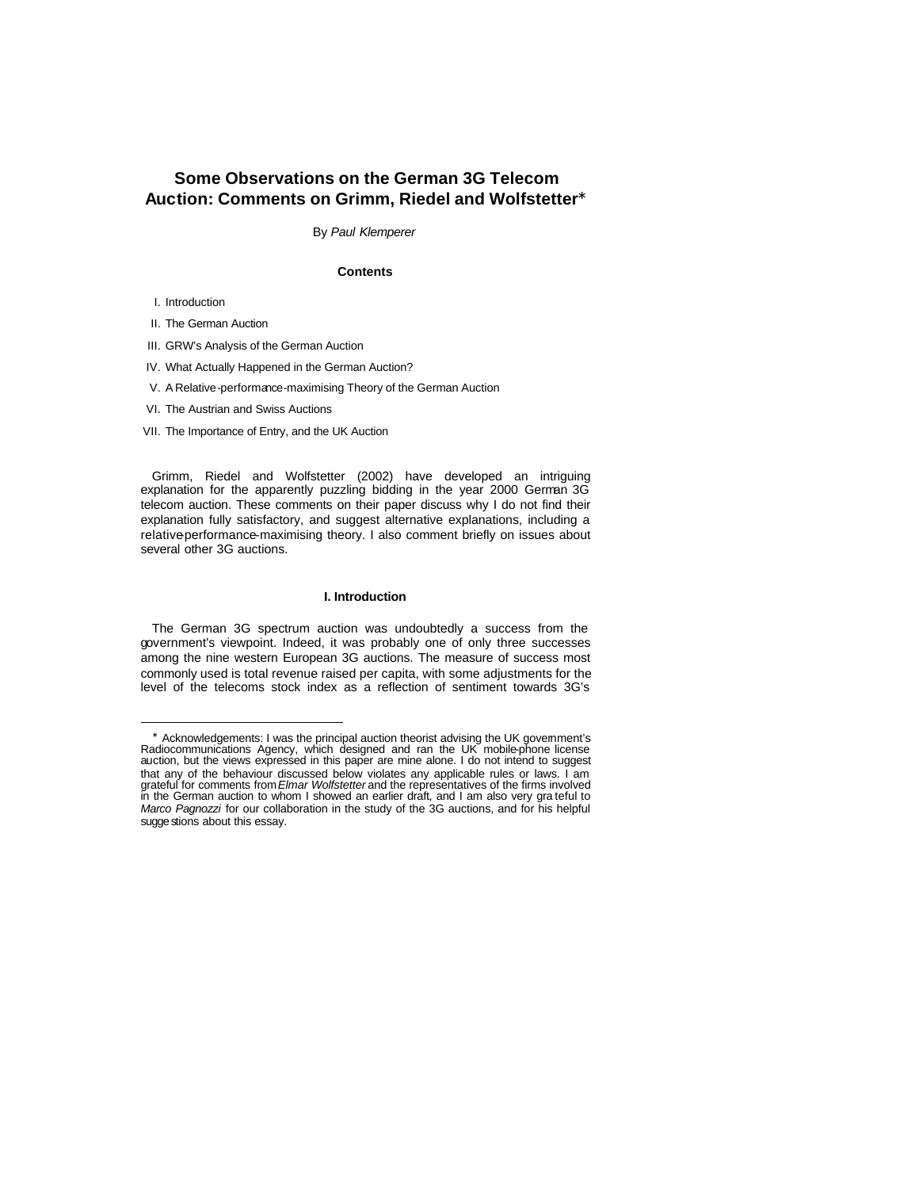# Some Observations on the German 3G Telecom Auction: Comments on Grimm, Riedel and Wolfstetter*

By *Paul Klemperer*

**Contents**

I. Introduction

II. The German Auction

III. GRW's Analysis of the German Auction

IV. What Actually Happened in the German Auction?

V. A Relative-performance-maximising Theory of the German Auction

VI. The Austrian and Swiss Auctions

VII. The Importance of Entry, and the UK Auction

Grimm, Riedel and Wolfstetter (2002) have developed an intriguing explanation for the apparently puzzling bidding in the year 2000 German 3G telecom auction. These comments on their paper discuss why I do not find their explanation fully satisfactory, and suggest alternative explanations, including a relative-performance-maximising theory. I also comment briefly on issues about several other 3G auctions.

## I. Introduction

The German 3G spectrum auction was undoubtedly a success from the government's viewpoint. Indeed, it was probably one of only three successes among the nine western European 3G auctions. The measure of success most commonly used is total revenue raised per capita, with some adjustments for the level of the telecoms stock index as a reflection of sentiment towards 3G's

---

* Acknowledgements: I was the principal auction theorist advising the UK government's Radiocommunications Agency, which designed and ran the UK mobile-phone license auction, but the views expressed in this paper are mine alone. I do not intend to suggest that any of the behaviour discussed below violates any applicable rules or laws. I am grateful for comments from *Elmar Wolfstetter* and the representatives of the firms involved in the German auction to whom I showed an earlier draft, and I am also very grateful to *Marco Pagnozzi* for our collaboration in the study of the 3G auctions, and for his helpful suggestions about this essay.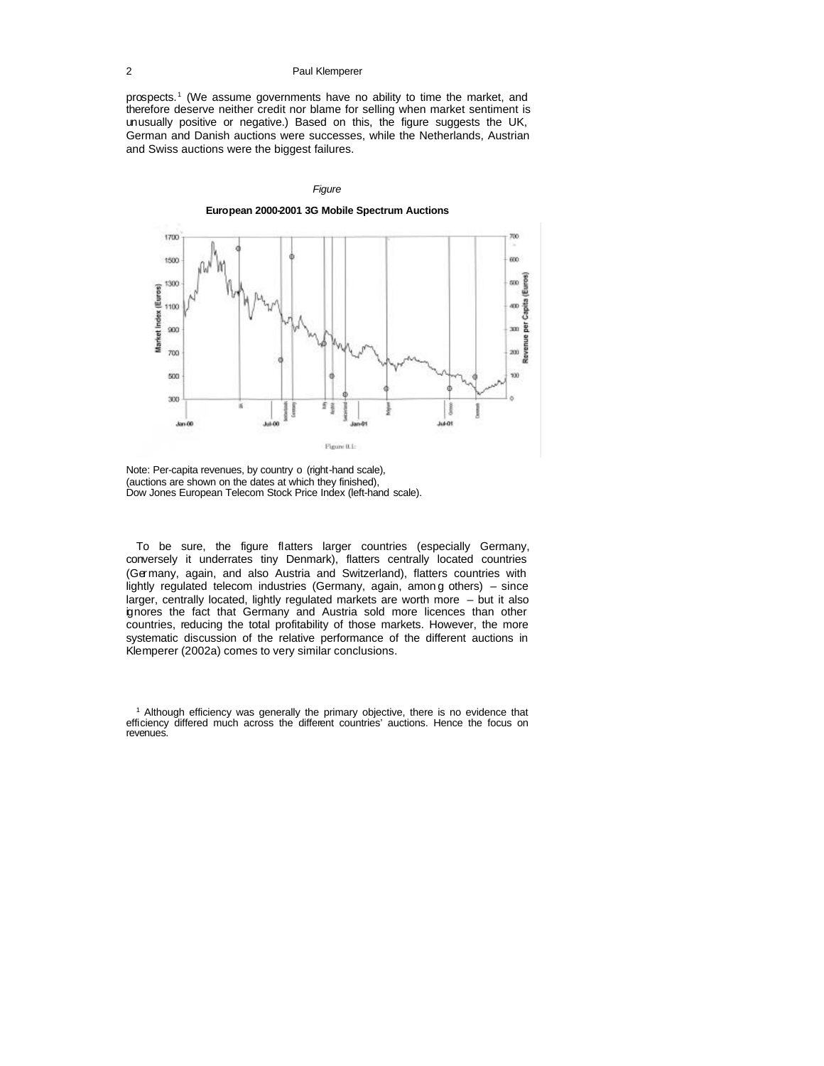prospects.[1] (We assume governments have no ability to time the market, and therefore deserve neither credit nor blame for selling when market sentiment is unusually positive or negative.) Based on this, the figure suggests the UK, German and Danish auctions were successes, while the Netherlands, Austrian and Swiss auctions were the biggest failures.

*Figure*

**European 2000-2001 3G Mobile Spectrum Auctions**

Note: Per-capita revenues, by country o (right-hand scale), (auctions are shown on the dates at which they finished), Dow Jones European Telecom Stock Price Index (left-hand scale).

To be sure, the figure flatters larger countries (especially Germany, conversely it underrates tiny Denmark), flatters centrally located countries (Germany, again, and also Austria and Switzerland), flatters countries with lightly regulated telecom industries (Germany, again, among others) – since larger, centrally located, lightly regulated markets are worth more – but it also ignores the fact that Germany and Austria sold more licences than other countries, reducing the total profitability of those markets. However, the more systematic discussion of the relative performance of the different auctions in Klemperer (2002a) comes to very similar conclusions.

[1] Although efficiency was generally the primary objective, there is no evidence that efficiency differed much across the different countries' auctions. Hence the focus on revenues.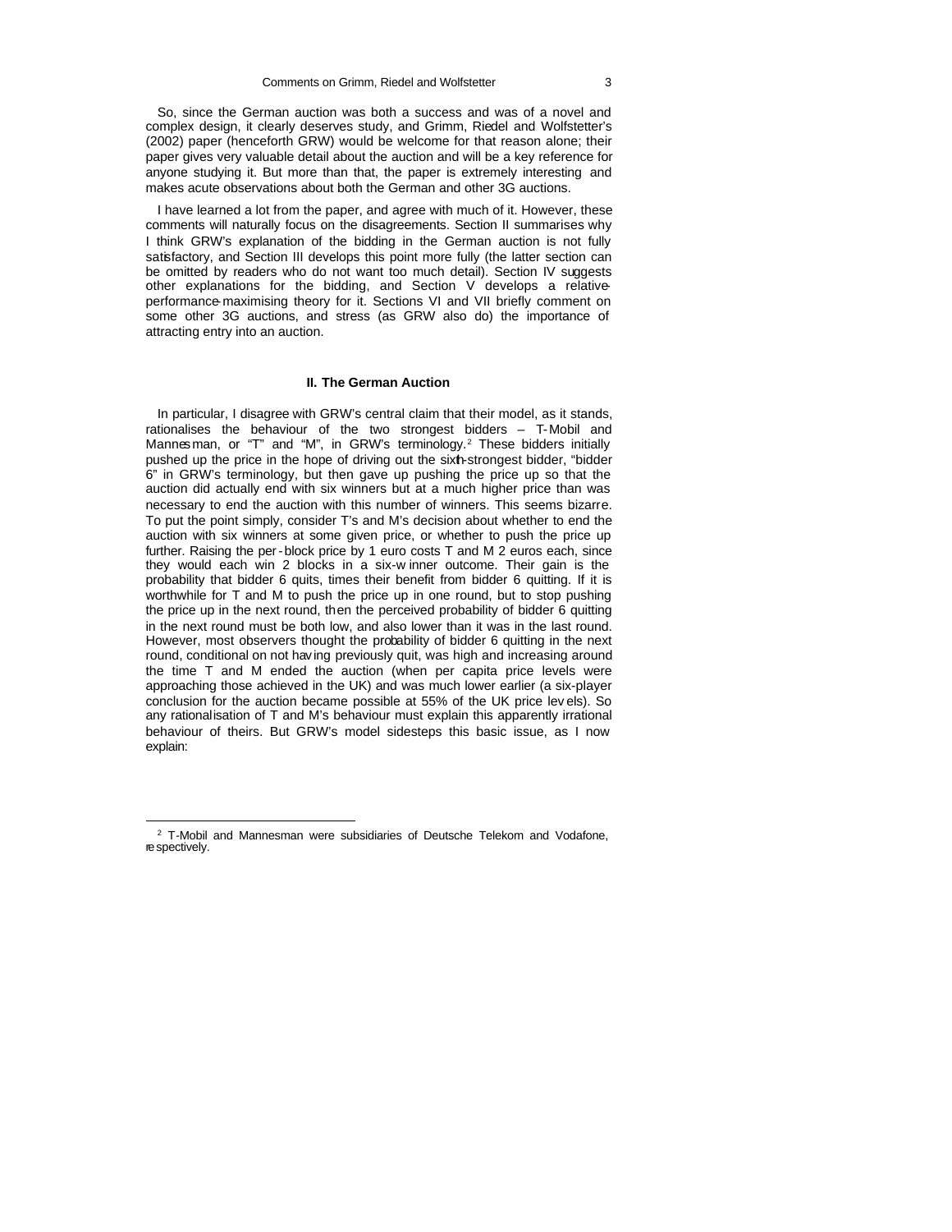So, since the German auction was both a success and was of a novel and complex design, it clearly deserves study, and Grimm, Riedel and Wolfstetter's (2002) paper (henceforth GRW) would be welcome for that reason alone; their paper gives very valuable detail about the auction and will be a key reference for anyone studying it. But more than that, the paper is extremely interesting and makes acute observations about both the German and other 3G auctions.

I have learned a lot from the paper, and agree with much of it. However, these comments will naturally focus on the disagreements. Section II summarises why I think GRW's explanation of the bidding in the German auction is not fully satisfactory, and Section III develops this point more fully (the latter section can be omitted by readers who do not want too much detail). Section IV suggests other explanations for the bidding, and Section V develops a relative-performance-maximising theory for it. Sections VI and VII briefly comment on some other 3G auctions, and stress (as GRW also do) the importance of attracting entry into an auction.

## II. The German Auction

In particular, I disagree with GRW's central claim that their model, as it stands, rationalises the behaviour of the two strongest bidders – T-Mobil and Mannesman, or "T" and "M", in GRW's terminology.[2] These bidders initially pushed up the price in the hope of driving out the sixth-strongest bidder, "bidder 6" in GRW's terminology, but then gave up pushing the price up so that the auction did actually end with six winners but at a much higher price than was necessary to end the auction with this number of winners. This seems bizarre. To put the point simply, consider T's and M's decision about whether to end the auction with six winners at some given price, or whether to push the price up further. Raising the per-block price by 1 euro costs T and M 2 euros each, since they would each win 2 blocks in a six-winner outcome. Their gain is the probability that bidder 6 quits, times their benefit from bidder 6 quitting. If it is worthwhile for T and M to push the price up in one round, but to stop pushing the price up in the next round, then the perceived probability of bidder 6 quitting in the next round must be both low, and also lower than it was in the last round. However, most observers thought the probability of bidder 6 quitting in the next round, conditional on not having previously quit, was high and increasing around the time T and M ended the auction (when per capita price levels were approaching those achieved in the UK) and was much lower earlier (a six-player conclusion for the auction became possible at 55% of the UK price levels). So any rationalisation of T and M's behaviour must explain this apparently irrational behaviour of theirs. But GRW's model sidesteps this basic issue, as I now explain:

[2] T-Mobil and Mannesman were subsidiaries of Deutsche Telekom and Vodafone, respectively.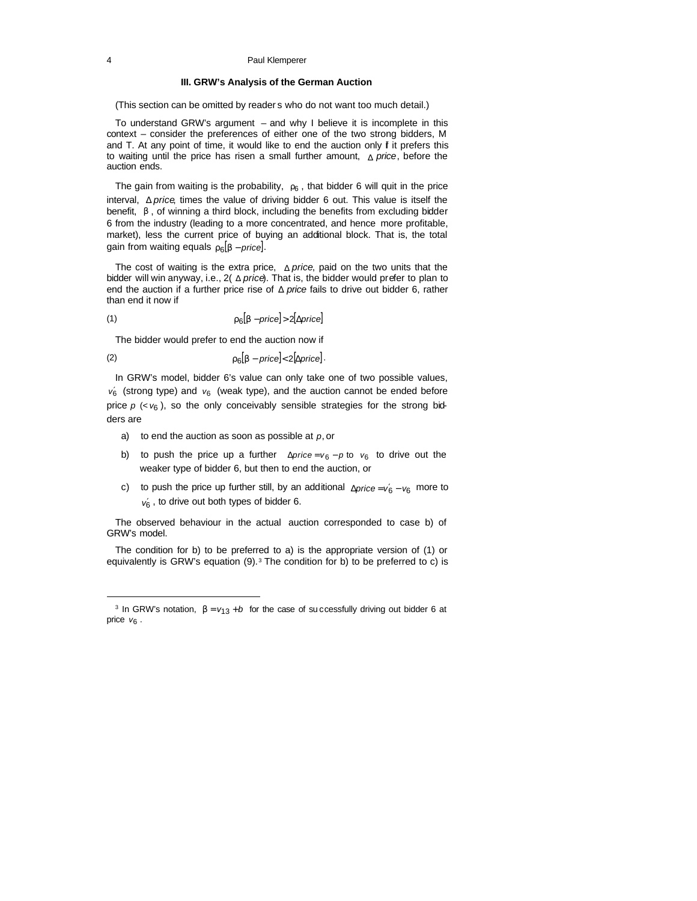### III. GRW's Analysis of the German Auction

(This section can be omitted by readers who do not want too much detail.)

To understand GRW's argument – and why I believe it is incomplete in this context – consider the preferences of either one of the two strong bidders, M and T. At any point of time, it would like to end the auction only if it prefers this to waiting until the price has risen a small further amount, $\Delta\,price$, before the auction ends.

The gain from waiting is the probability, $\rho_6$, that bidder 6 will quit in the price interval, $\Delta\,price$, times the value of driving bidder 6 out. This value is itself the benefit, $\beta$, of winning a third block, including the benefits from excluding bidder 6 from the industry (leading to a more concentrated, and hence more profitable, market), less the current price of buying an additional block. That is, the total gain from waiting equals $\rho_6[\beta - price]$.

The cost of waiting is the extra price, $\Delta\,price$, paid on the two units that the bidder will win anyway, i.e., 2($\Delta\,price$). That is, the bidder would prefer to plan to end the auction if a further price rise of $\Delta\,price$ fails to drive out bidder 6, rather than end it now if

$$\rho_6[\beta - price] > 2[\Delta price] \tag{1}$$

The bidder would prefer to end the auction now if

$$\rho_6[\beta - price] < 2[\Delta price]. \tag{2}$$

In GRW's model, bidder 6's value can only take one of two possible values, $v_6'$ (strong type) and $v_6$ (weak type), and the auction cannot be ended before price $p$ ($< v_6$), so the only conceivably sensible strategies for the strong bidders are

a) to end the auction as soon as possible at $p$, or

b) to push the price up a further $\Delta price = v_6 - p$ to $v_6$ to drive out the weaker type of bidder 6, but then to end the auction, or

c) to push the price up further still, by an additional $\Delta price = v_6' - v_6$ more to $v_6'$, to drive out both types of bidder 6.

The observed behaviour in the actual auction corresponded to case b) of GRW's model.

The condition for b) to be preferred to a) is the appropriate version of (1) or equivalently is GRW's equation (9).[3] The condition for b) to be preferred to c) is

[3] In GRW's notation, $\beta = v_{13} + b$ for the case of successfully driving out bidder 6 at price $v_6$.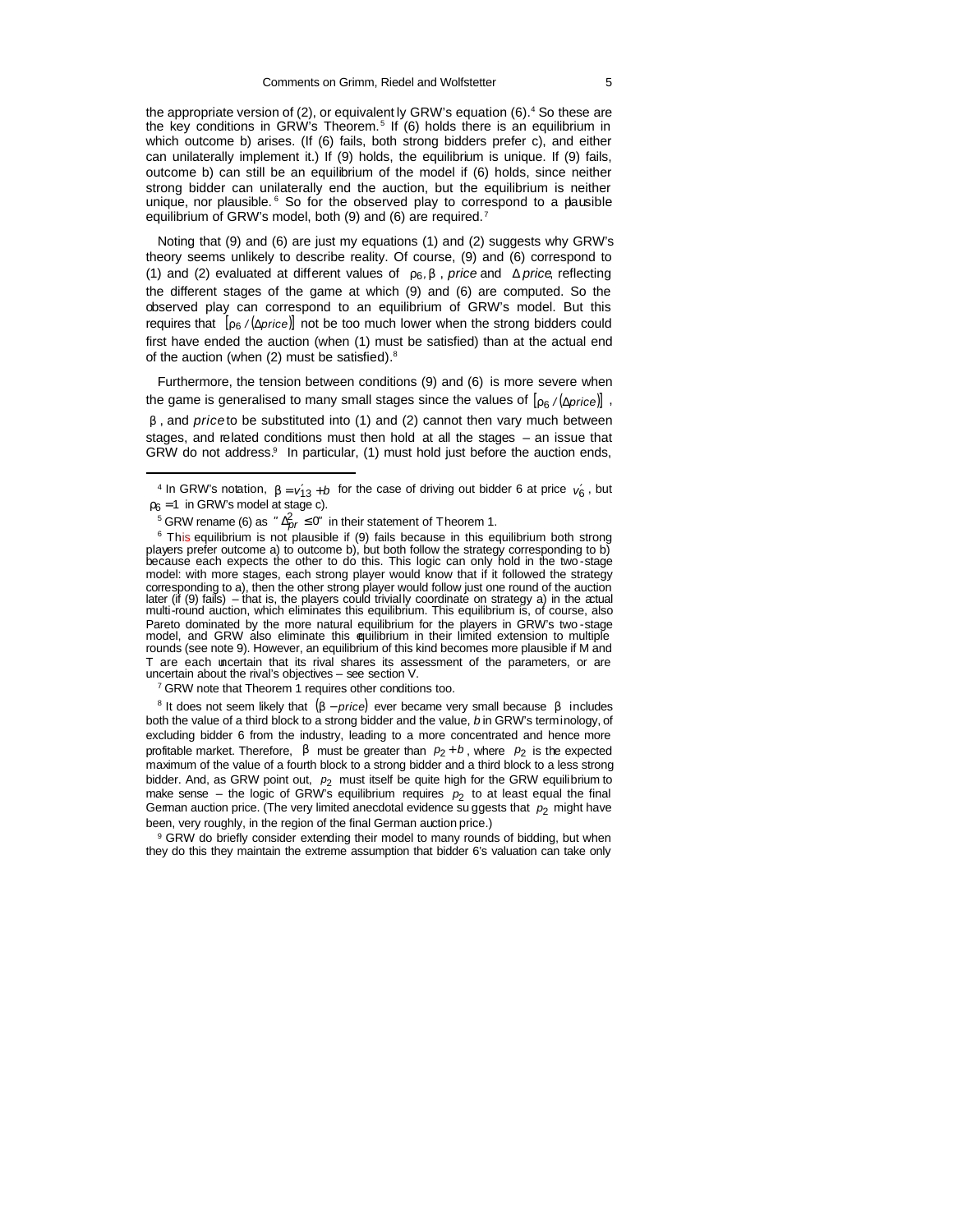the appropriate version of (2), or equivalently GRW's equation (6).[4] So these are the key conditions in GRW's Theorem.[5] If (6) holds there is an equilibrium in which outcome b) arises. (If (6) fails, both strong bidders prefer c), and either can unilaterally implement it.) If (9) holds, the equilibrium is unique. If (9) fails, outcome b) can still be an equilibrium of the model if (6) holds, since neither strong bidder can unilaterally end the auction, but the equilibrium is neither unique, nor plausible.[6] So for the observed play to correspond to a plausible equilibrium of GRW's model, both (9) and (6) are required.[7]

Noting that (9) and (6) are just my equations (1) and (2) suggests why GRW's theory seems unlikely to describe reality. Of course, (9) and (6) correspond to (1) and (2) evaluated at different values of $\rho_6, \beta$, *price* and $\Delta$*price*, reflecting the different stages of the game at which (9) and (6) are computed. So the observed play can correspond to an equilibrium of GRW's model. But this requires that $[\rho_6 / (\Delta price)]$ not be too much lower when the strong bidders could first have ended the auction (when (1) must be satisfied) than at the actual end of the auction (when (2) must be satisfied).[8]

Furthermore, the tension between conditions (9) and (6) is more severe when the game is generalised to many small stages since the values of $[\rho_6 / (\Delta price)]$, $\beta$, and *price* to be substituted into (1) and (2) cannot then vary much between stages, and related conditions must then hold at all the stages – an issue that GRW do not address.[9] In particular, (1) must hold just before the auction ends,

[4] In GRW's notation, $\beta = v_{13}' + b$ for the case of driving out bidder 6 at price $v_6'$, but $\rho_6 = 1$ in GRW's model at stage c).

[5] GRW rename (6) as "$\Delta_{pr}^2 \leq 0$" in their statement of Theorem 1.

[6] This equilibrium is not plausible if (9) fails because in this equilibrium both strong players prefer outcome a) to outcome b), but both follow the strategy corresponding to b) because each expects the other to do this. This logic can only hold in the two-stage model: with more stages, each strong player would know that if it followed the strategy corresponding to a), then the other strong player would follow just one round of the auction later (if (9) fails) – that is, the players could trivially coordinate on strategy a) in the actual multi-round auction, which eliminates this equilibrium. This equilibrium is, of course, also Pareto dominated by the more natural equilibrium for the players in GRW's two-stage model, and GRW also eliminate this equilibrium in their limited extension to multiple rounds (see note 9). However, an equilibrium of this kind becomes more plausible if M and T are each uncertain that its rival shares its assessment of the parameters, or are uncertain about the rival's objectives – see section V.

[7] GRW note that Theorem 1 requires other conditions too.

[8] It does not seem likely that $(\beta - price)$ ever became very small because $\beta$ includes both the value of a third block to a strong bidder and the value, *b* in GRW's terminology, of excluding bidder 6 from the industry, leading to a more concentrated and hence more profitable market. Therefore, $\beta$ must be greater than $p_2 + b$, where $p_2$ is the expected maximum of the value of a fourth block to a strong bidder and a third block to a less strong bidder. And, as GRW point out, $p_2$ must itself be quite high for the GRW equilibrium to make sense – the logic of GRW's equilibrium requires $p_2$ to at least equal the final German auction price. (The very limited anecdotal evidence suggests that $p_2$ might have been, very roughly, in the region of the final German auction price.)

[9] GRW do briefly consider extending their model to many rounds of bidding, but when they do this they maintain the extreme assumption that bidder 6's valuation can take only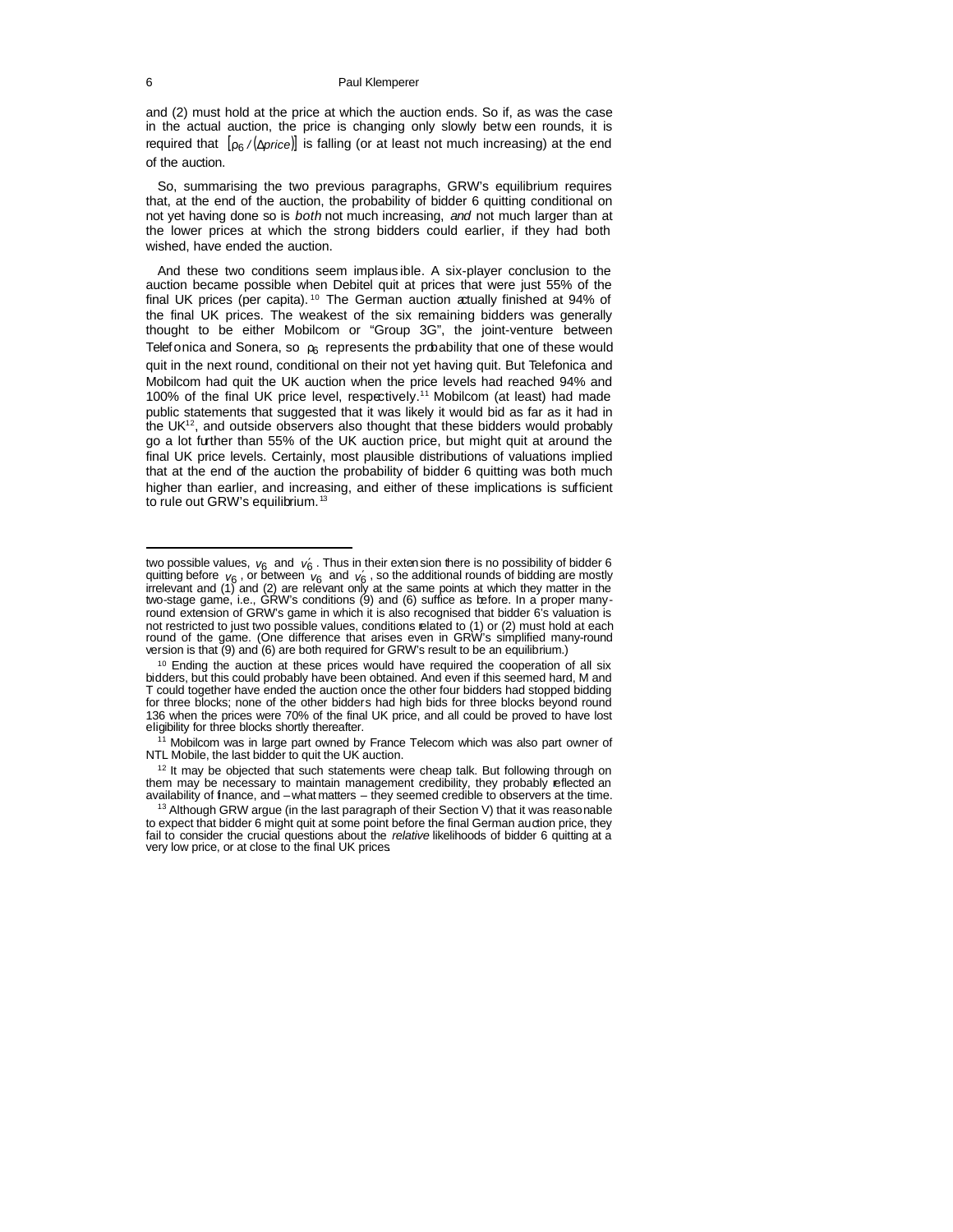and (2) must hold at the price at which the auction ends. So if, as was the case in the actual auction, the price is changing only slowly between rounds, it is required that $[\rho_6 / (\Delta price)]$ is falling (or at least not much increasing) at the end of the auction.

So, summarising the two previous paragraphs, GRW's equilibrium requires that, at the end of the auction, the probability of bidder 6 quitting conditional on not yet having done so is *both* not much increasing, *and* not much larger than at the lower prices at which the strong bidders could earlier, if they had both wished, have ended the auction.

And these two conditions seem implausible. A six-player conclusion to the auction became possible when Debitel quit at prices that were just 55% of the final UK prices (per capita).[10] The German auction actually finished at 94% of the final UK prices. The weakest of the six remaining bidders was generally thought to be either Mobilcom or "Group 3G", the joint-venture between Telefonica and Sonera, so $\rho_6$ represents the probability that one of these would quit in the next round, conditional on their not yet having quit. But Telefonica and Mobilcom had quit the UK auction when the price levels had reached 94% and 100% of the final UK price level, respectively.[11] Mobilcom (at least) had made public statements that suggested that it was likely it would bid as far as it had in the UK[12], and outside observers also thought that these bidders would probably go a lot further than 55% of the UK auction price, but might quit at around the final UK price levels. Certainly, most plausible distributions of valuations implied that at the end of the auction the probability of bidder 6 quitting was both much higher than earlier, and increasing, and either of these implications is sufficient to rule out GRW's equilibrium.[13]

---

two possible values, $v_6$ and $v_6'$. Thus in their extension there is no possibility of bidder 6 quitting before $v_6$, or between $v_6$ and $v_6'$, so the additional rounds of bidding are mostly irrelevant and (1) and (2) are relevant only at the same points at which they matter in the two-stage game, i.e., GRW's conditions (9) and (6) suffice as before. In a proper many-round extension of GRW's game in which it is also recognised that bidder 6's valuation is not restricted to just two possible values, conditions related to (1) or (2) must hold at each round of the game. (One difference that arises even in GRW's simplified many-round version is that (9) and (6) are both required for GRW's result to be an equilibrium.)

[10] Ending the auction at these prices would have required the cooperation of all six bidders, but this could probably have been obtained. And even if this seemed hard, M and T could together have ended the auction once the other four bidders had stopped bidding for three blocks; none of the other bidders had high bids for three blocks beyond round 136 when the prices were 70% of the final UK price, and all could be proved to have lost eligibility for three blocks shortly thereafter.

[11] Mobilcom was in large part owned by France Telecom which was also part owner of NTL Mobile, the last bidder to quit the UK auction.

[12] It may be objected that such statements were cheap talk. But following through on them may be necessary to maintain management credibility, they probably reflected an availability of finance, and – what matters – they seemed credible to observers at the time.

[13] Although GRW argue (in the last paragraph of their Section V) that it was reasonable to expect that bidder 6 might quit at some point before the final German auction price, they fail to consider the crucial questions about the *relative* likelihoods of bidder 6 quitting at a very low price, or at close to the final UK prices.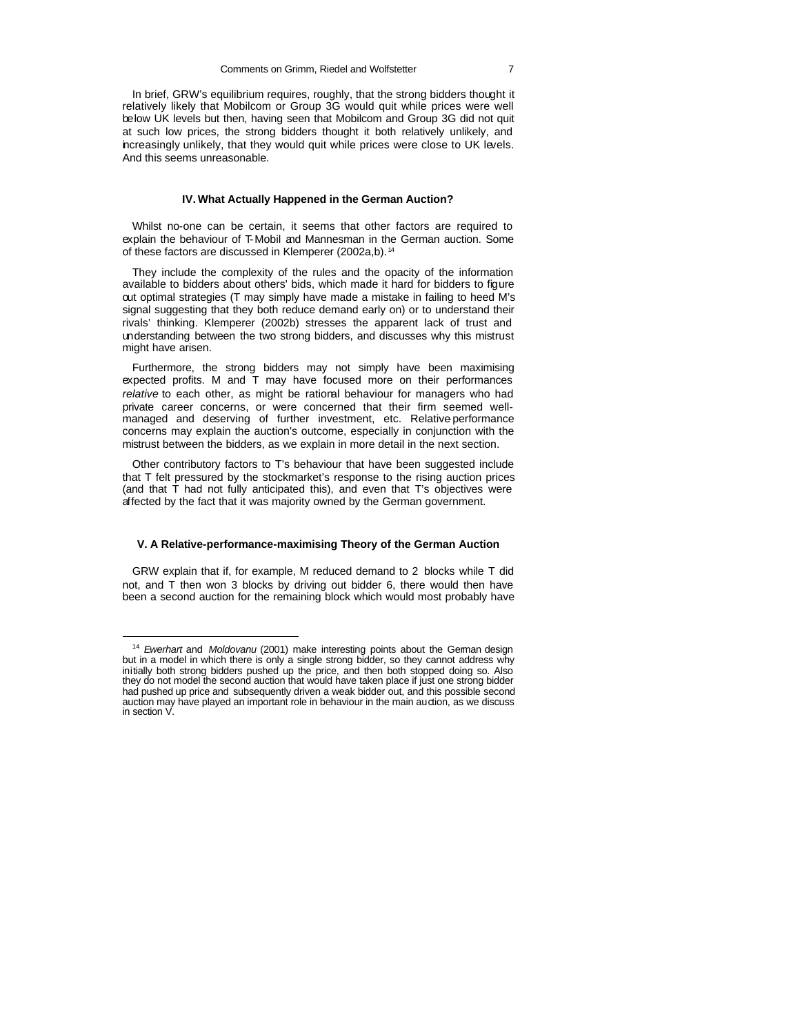In brief, GRW's equilibrium requires, roughly, that the strong bidders thought it relatively likely that Mobilcom or Group 3G would quit while prices were well below UK levels but then, having seen that Mobilcom and Group 3G did not quit at such low prices, the strong bidders thought it both relatively unlikely, and increasingly unlikely, that they would quit while prices were close to UK levels. And this seems unreasonable.

## IV. What Actually Happened in the German Auction?

Whilst no-one can be certain, it seems that other factors are required to explain the behaviour of T-Mobil and Mannesman in the German auction. Some of these factors are discussed in Klemperer (2002a,b).[14]

They include the complexity of the rules and the opacity of the information available to bidders about others' bids, which made it hard for bidders to figure out optimal strategies (T may simply have made a mistake in failing to heed M's signal suggesting that they both reduce demand early on) or to understand their rivals' thinking. Klemperer (2002b) stresses the apparent lack of trust and understanding between the two strong bidders, and discusses why this mistrust might have arisen.

Furthermore, the strong bidders may not simply have been maximising expected profits. M and T may have focused more on their performances *relative* to each other, as might be rational behaviour for managers who had private career concerns, or were concerned that their firm seemed well-managed and deserving of further investment, etc. Relative performance concerns may explain the auction's outcome, especially in conjunction with the mistrust between the bidders, as we explain in more detail in the next section.

Other contributory factors to T's behaviour that have been suggested include that T felt pressured by the stockmarket's response to the rising auction prices (and that T had not fully anticipated this), and even that T's objectives were affected by the fact that it was majority owned by the German government.

## V. A Relative-performance-maximising Theory of the German Auction

GRW explain that if, for example, M reduced demand to 2 blocks while T did not, and T then won 3 blocks by driving out bidder 6, there would then have been a second auction for the remaining block which would most probably have

---

[14] *Ewerhart* and *Moldovanu* (2001) make interesting points about the German design but in a model in which there is only a single strong bidder, so they cannot address why initially both strong bidders pushed up the price, and then both stopped doing so. Also they do not model the second auction that would have taken place if just one strong bidder had pushed up price and subsequently driven a weak bidder out, and this possible second auction may have played an important role in behaviour in the main auction, as we discuss in section V.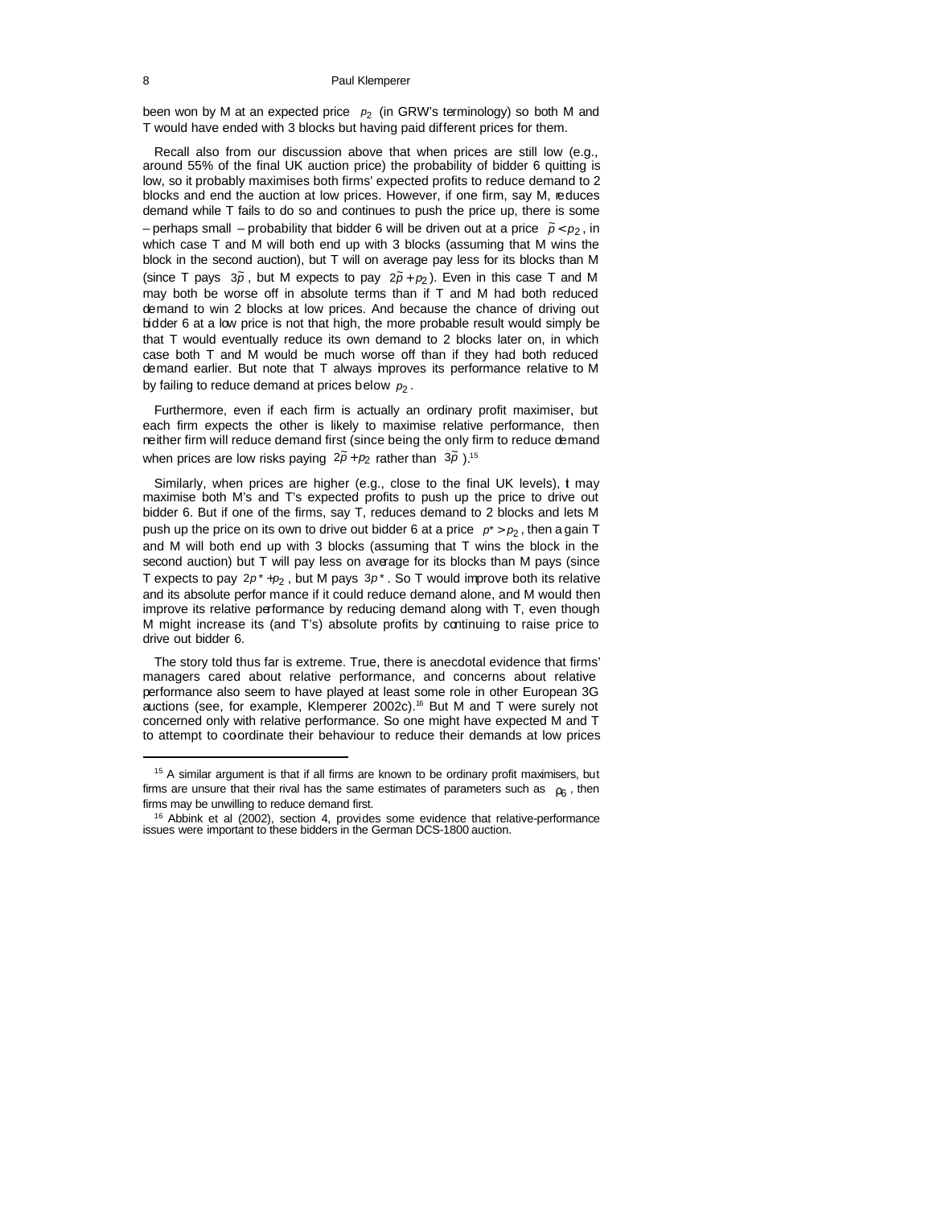been won by M at an expected price $p_2$ (in GRW's terminology) so both M and T would have ended with 3 blocks but having paid different prices for them.

Recall also from our discussion above that when prices are still low (e.g., around 55% of the final UK auction price) the probability of bidder 6 quitting is low, so it probably maximises both firms' expected profits to reduce demand to 2 blocks and end the auction at low prices. However, if one firm, say M, reduces demand while T fails to do so and continues to push the price up, there is some – perhaps small – probability that bidder 6 will be driven out at a price $\tilde{p} < p_2$, in which case T and M will both end up with 3 blocks (assuming that M wins the block in the second auction), but T will on average pay less for its blocks than M (since T pays $3\tilde{p}$, but M expects to pay $2\tilde{p} + p_2$). Even in this case T and M may both be worse off in absolute terms than if T and M had both reduced demand to win 2 blocks at low prices. And because the chance of driving out bidder 6 at a low price is not that high, the more probable result would simply be that T would eventually reduce its own demand to 2 blocks later on, in which case both T and M would be much worse off than if they had both reduced demand earlier. But note that T always improves its performance relative to M by failing to reduce demand at prices below $p_2$.

Furthermore, even if each firm is actually an ordinary profit maximiser, but each firm expects the other is likely to maximise relative performance, then neither firm will reduce demand first (since being the only firm to reduce demand when prices are low risks paying $2\tilde{p} + p_2$ rather than $3\tilde{p}$ ).[15]

Similarly, when prices are higher (e.g., close to the final UK levels), it may maximise both M's and T's expected profits to push up the price to drive out bidder 6. But if one of the firms, say T, reduces demand to 2 blocks and lets M push up the price on its own to drive out bidder 6 at a price $p^* > p_2$, then again T and M will both end up with 3 blocks (assuming that T wins the block in the second auction) but T will pay less on average for its blocks than M pays (since T expects to pay $2p^* + p_2$, but M pays $3p^*$. So T would improve both its relative and its absolute performance if it could reduce demand alone, and M would then improve its relative performance by reducing demand along with T, even though M might increase its (and T's) absolute profits by continuing to raise price to drive out bidder 6.

The story told thus far is extreme. True, there is anecdotal evidence that firms' managers cared about relative performance, and concerns about relative performance also seem to have played at least some role in other European 3G auctions (see, for example, Klemperer 2002c).[16] But M and T were surely not concerned only with relative performance. So one might have expected M and T to attempt to co-ordinate their behaviour to reduce their demands at low prices

---

[15] A similar argument is that if all firms are known to be ordinary profit maximisers, but firms are unsure that their rival has the same estimates of parameters such as $\rho_6$, then firms may be unwilling to reduce demand first.

[16] Abbink et al (2002), section 4, provides some evidence that relative-performance issues were important to these bidders in the German DCS-1800 auction.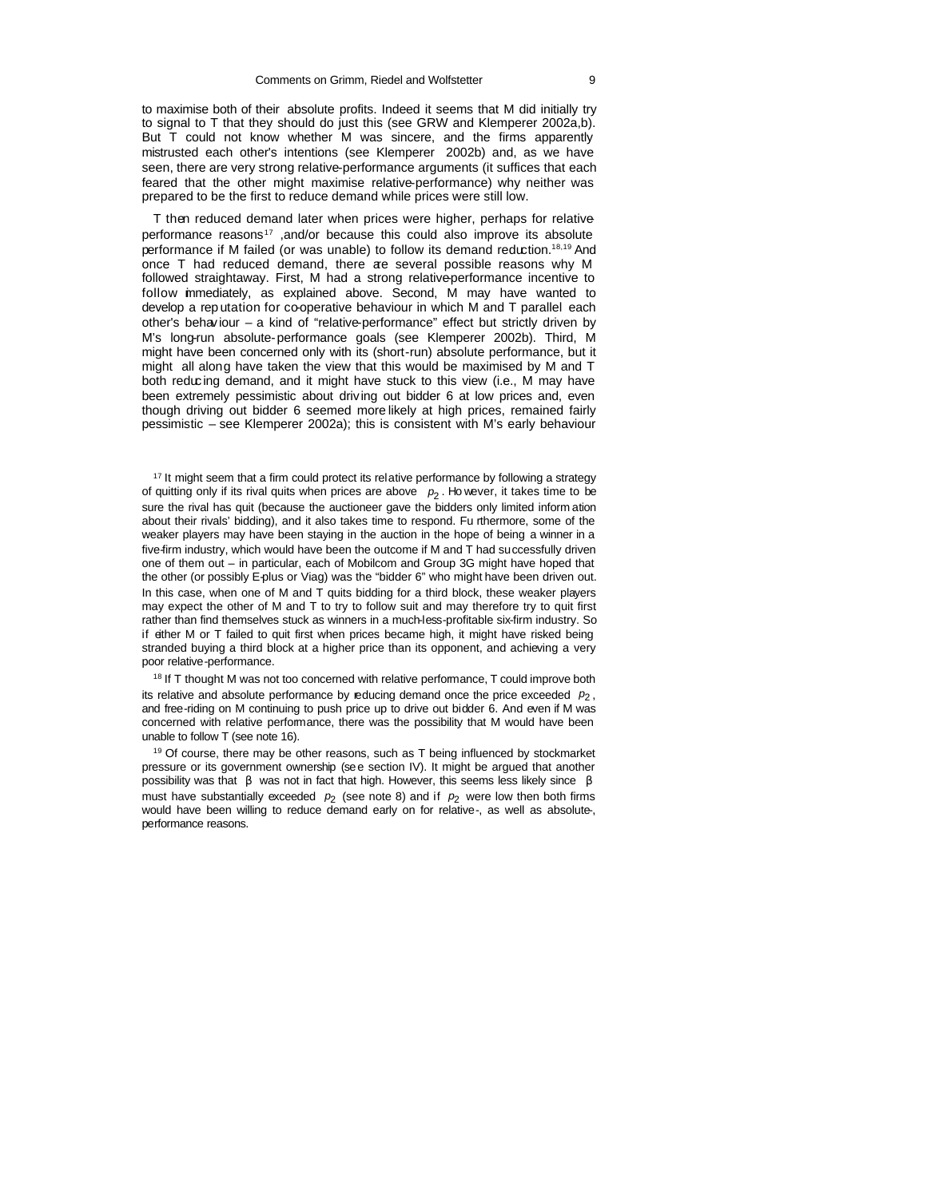to maximise both of their absolute profits. Indeed it seems that M did initially try to signal to T that they should do just this (see GRW and Klemperer 2002a,b). But T could not know whether M was sincere, and the firms apparently mistrusted each other's intentions (see Klemperer 2002b) and, as we have seen, there are very strong relative-performance arguments (it suffices that each feared that the other might maximise relative-performance) why neither was prepared to be the first to reduce demand while prices were still low.

T then reduced demand later when prices were higher, perhaps for relative-performance reasons[17] ,and/or because this could also improve its absolute performance if M failed (or was unable) to follow its demand reduction.[18,19] And once T had reduced demand, there are several possible reasons why M followed straightaway. First, M had a strong relative-performance incentive to follow immediately, as explained above. Second, M may have wanted to develop a reputation for co-operative behaviour in which M and T parallel each other's behaviour – a kind of "relative-performance" effect but strictly driven by M's long-run absolute-performance goals (see Klemperer 2002b). Third, M might have been concerned only with its (short-run) absolute performance, but it might all along have taken the view that this would be maximised by M and T both reducing demand, and it might have stuck to this view (i.e., M may have been extremely pessimistic about driving out bidder 6 at low prices and, even though driving out bidder 6 seemed more likely at high prices, remained fairly pessimistic – see Klemperer 2002a); this is consistent with M's early behaviour

[17] It might seem that a firm could protect its relative performance by following a strategy of quitting only if its rival quits when prices are above $p_2$. However, it takes time to be sure the rival has quit (because the auctioneer gave the bidders only limited information about their rivals' bidding), and it also takes time to respond. Furthermore, some of the weaker players may have been staying in the auction in the hope of being a winner in a five-firm industry, which would have been the outcome if M and T had successfully driven one of them out – in particular, each of Mobilcom and Group 3G might have hoped that the other (or possibly E-plus or Viag) was the "bidder 6" who might have been driven out. In this case, when one of M and T quits bidding for a third block, these weaker players may expect the other of M and T to try to follow suit and may therefore try to quit first rather than find themselves stuck as winners in a much-less-profitable six-firm industry. So if either M or T failed to quit first when prices became high, it might have risked being stranded buying a third block at a higher price than its opponent, and achieving a very poor relative-performance.

[18] If T thought M was not too concerned with relative performance, T could improve both its relative and absolute performance by reducing demand once the price exceeded $p_2$, and free-riding on M continuing to push price up to drive out bidder 6. And even if M was concerned with relative performance, there was the possibility that M would have been unable to follow T (see note 16).

[19] Of course, there may be other reasons, such as T being influenced by stockmarket pressure or its government ownership (see section IV). It might be argued that another possibility was that $\beta$ was not in fact that high. However, this seems less likely since $\beta$ must have substantially exceeded $p_2$ (see note 8) and if $p_2$ were low then both firms would have been willing to reduce demand early on for relative-, as well as absolute-, performance reasons.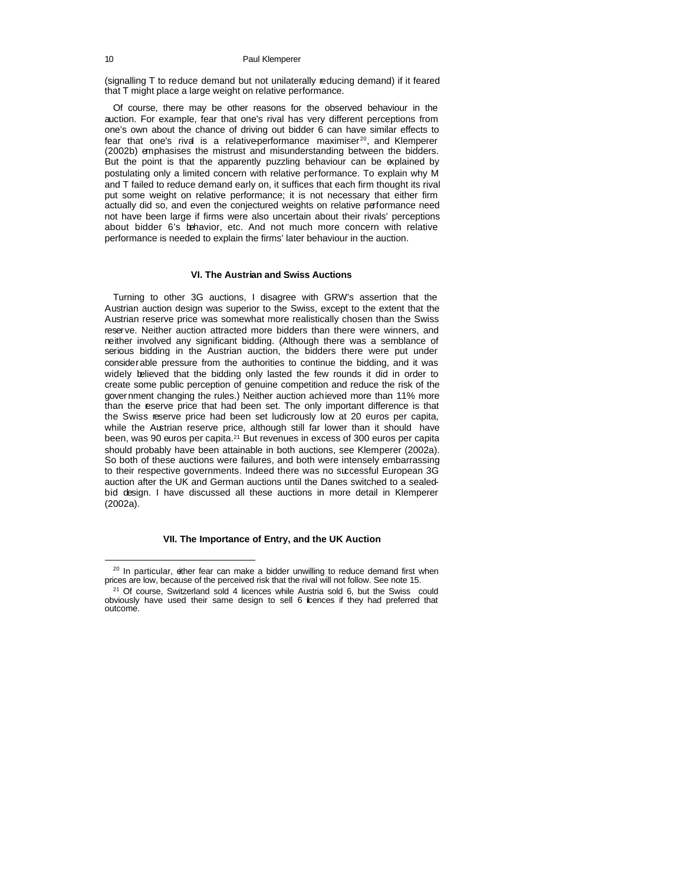(signalling T to reduce demand but not unilaterally reducing demand) if it feared that T might place a large weight on relative performance.

Of course, there may be other reasons for the observed behaviour in the auction. For example, fear that one's rival has very different perceptions from one's own about the chance of driving out bidder 6 can have similar effects to fear that one's rival is a relative-performance maximiser[20], and Klemperer (2002b) emphasises the mistrust and misunderstanding between the bidders. But the point is that the apparently puzzling behaviour can be explained by postulating only a limited concern with relative performance. To explain why M and T failed to reduce demand early on, it suffices that each firm thought its rival put some weight on relative performance; it is not necessary that either firm actually did so, and even the conjectured weights on relative performance need not have been large if firms were also uncertain about their rivals' perceptions about bidder 6's behavior, etc. And not much more concern with relative performance is needed to explain the firms' later behaviour in the auction.

## VI. The Austrian and Swiss Auctions

Turning to other 3G auctions, I disagree with GRW's assertion that the Austrian auction design was superior to the Swiss, except to the extent that the Austrian reserve price was somewhat more realistically chosen than the Swiss reserve. Neither auction attracted more bidders than there were winners, and neither involved any significant bidding. (Although there was a semblance of serious bidding in the Austrian auction, the bidders there were put under considerable pressure from the authorities to continue the bidding, and it was widely believed that the bidding only lasted the few rounds it did in order to create some public perception of genuine competition and reduce the risk of the government changing the rules.) Neither auction achieved more than 11% more than the reserve price that had been set. The only important difference is that the Swiss reserve price had been set ludicrously low at 20 euros per capita, while the Austrian reserve price, although still far lower than it should have been, was 90 euros per capita.[21] But revenues in excess of 300 euros per capita should probably have been attainable in both auctions, see Klemperer (2002a). So both of these auctions were failures, and both were intensely embarrassing to their respective governments. Indeed there was no successful European 3G auction after the UK and German auctions until the Danes switched to a sealed-bid design. I have discussed all these auctions in more detail in Klemperer (2002a).

## VII. The Importance of Entry, and the UK Auction

[20] In particular, either fear can make a bidder unwilling to reduce demand first when prices are low, because of the perceived risk that the rival will not follow. See note 15.

[21] Of course, Switzerland sold 4 licences while Austria sold 6, but the Swiss could obviously have used their same design to sell 6 licences if they had preferred that outcome.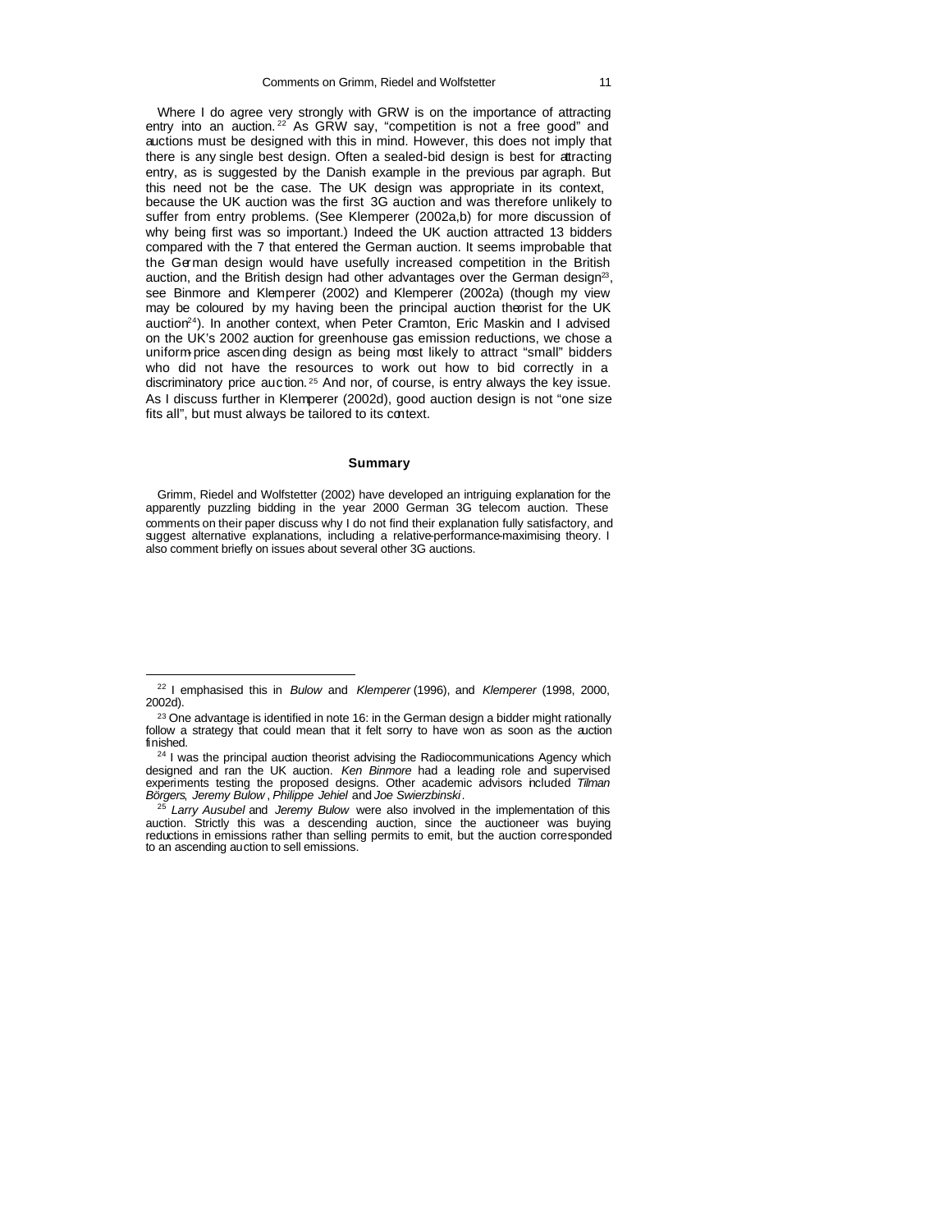Where I do agree very strongly with GRW is on the importance of attracting entry into an auction.[22] As GRW say, "competition is not a free good" and auctions must be designed with this in mind. However, this does not imply that there is any single best design. Often a sealed-bid design is best for attracting entry, as is suggested by the Danish example in the previous paragraph. But this need not be the case. The UK design was appropriate in its context, because the UK auction was the first 3G auction and was therefore unlikely to suffer from entry problems. (See Klemperer (2002a,b) for more discussion of why being first was so important.) Indeed the UK auction attracted 13 bidders compared with the 7 that entered the German auction. It seems improbable that the German design would have usefully increased competition in the British auction, and the British design had other advantages over the German design[23], see Binmore and Klemperer (2002) and Klemperer (2002a) (though my view may be coloured by my having been the principal auction theorist for the UK auction[24]). In another context, when Peter Cramton, Eric Maskin and I advised on the UK's 2002 auction for greenhouse gas emission reductions, we chose a uniform-price ascending design as being most likely to attract "small" bidders who did not have the resources to work out how to bid correctly in a discriminatory price auction.[25] And nor, of course, is entry always the key issue. As I discuss further in Klemperer (2002d), good auction design is not "one size fits all", but must always be tailored to its context.

## Summary

Grimm, Riedel and Wolfstetter (2002) have developed an intriguing explanation for the apparently puzzling bidding in the year 2000 German 3G telecom auction. These comments on their paper discuss why I do not find their explanation fully satisfactory, and suggest alternative explanations, including a relative-performance-maximising theory. I also comment briefly on issues about several other 3G auctions.

---

[22] I emphasised this in *Bulow* and *Klemperer* (1996), and *Klemperer* (1998, 2000, 2002d).

[23] One advantage is identified in note 16: in the German design a bidder might rationally follow a strategy that could mean that it felt sorry to have won as soon as the auction finished.

[24] I was the principal auction theorist advising the Radiocommunications Agency which designed and ran the UK auction. *Ken Binmore* had a leading role and supervised experiments testing the proposed designs. Other academic advisors included *Tilman Börgers*, *Jeremy Bulow*, *Philippe Jehiel* and *Joe Swierzbinski*.

[25] *Larry Ausubel* and *Jeremy Bulow* were also involved in the implementation of this auction. Strictly this was a descending auction, since the auctioneer was buying reductions in emissions rather than selling permits to emit, but the auction corresponded to an ascending auction to sell emissions.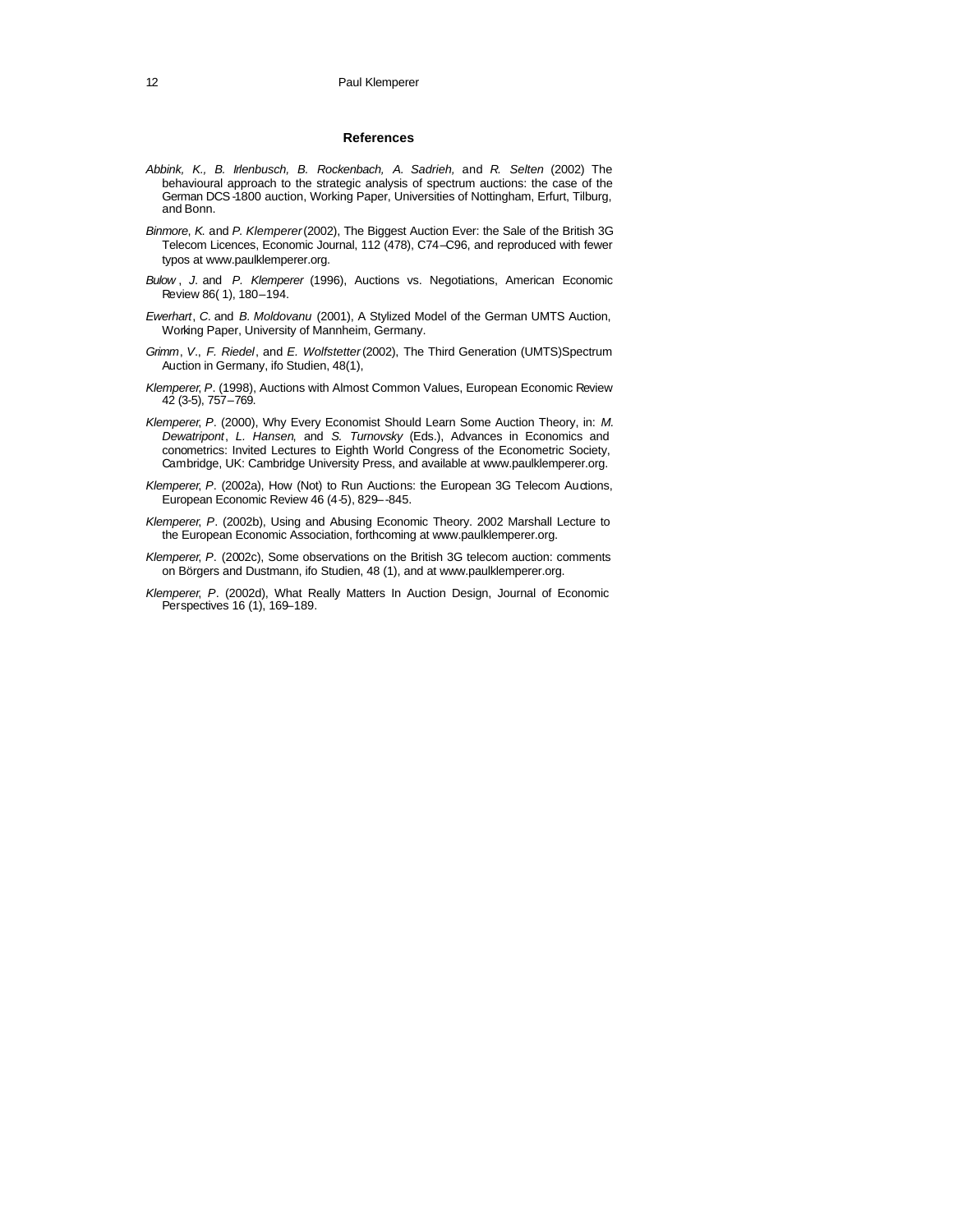## References

*Abbink, K., B. Irlenbusch, B. Rockenbach, A. Sadrieh,* and *R. Selten* (2002) The behavioural approach to the strategic analysis of spectrum auctions: the case of the German DCS-1800 auction, Working Paper, Universities of Nottingham, Erfurt, Tilburg, and Bonn.

*Binmore, K.* and *P. Klemperer* (2002), The Biggest Auction Ever: the Sale of the British 3G Telecom Licences, Economic Journal, 112 (478), C74–C96, and reproduced with fewer typos at www.paulklemperer.org.

*Bulow*, *J.* and *P. Klemperer* (1996), Auctions vs. Negotiations, American Economic Review 86( 1), 180–194.

*Ewerhart*, *C.* and *B. Moldovanu* (2001), A Stylized Model of the German UMTS Auction, Working Paper, University of Mannheim, Germany.

*Grimm*, *V.*, *F. Riedel*, and *E. Wolfstetter* (2002), The Third Generation (UMTS)Spectrum Auction in Germany, ifo Studien, 48(1),

*Klemperer, P.* (1998), Auctions with Almost Common Values, European Economic Review 42 (3-5), 757–769.

*Klemperer, P.* (2000), Why Every Economist Should Learn Some Auction Theory, in: *M. Dewatripont*, *L. Hansen*, and *S. Turnovsky* (Eds.), Advances in Economics and conometrics: Invited Lectures to Eighth World Congress of the Econometric Society, Cambridge, UK: Cambridge University Press, and available at www.paulklemperer.org.

*Klemperer, P.* (2002a), How (Not) to Run Auctions: the European 3G Telecom Auctions, European Economic Review 46 (4-5), 829–-845.

*Klemperer, P.* (2002b), Using and Abusing Economic Theory. 2002 Marshall Lecture to the European Economic Association, forthcoming at www.paulklemperer.org.

*Klemperer, P.* (2002c), Some observations on the British 3G telecom auction: comments on Börgers and Dustmann, ifo Studien, 48 (1), and at www.paulklemperer.org.

*Klemperer, P.* (2002d), What Really Matters In Auction Design, Journal of Economic Perspectives 16 (1), 169–189.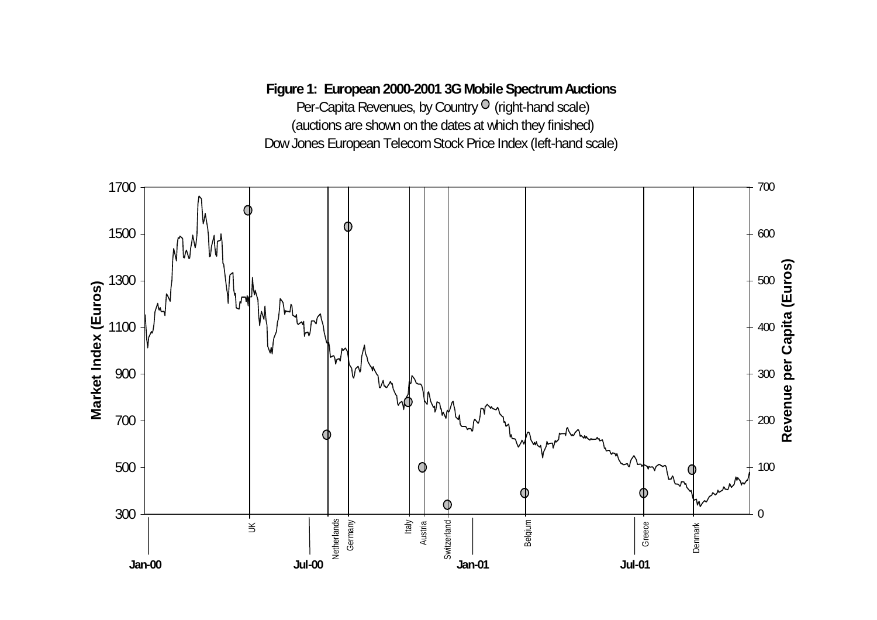**Figure 1: European 2000-2001 3G Mobile Spectrum Auctions**

Per-Capita Revenues, by Country (right-hand scale)

(auctions are shown on the dates at which they finished)

Dow Jones European Telecom Stock Price Index (left-hand scale)

Market Index (Euros)

1700
1500
1300
1100
900
700
500
300

Revenue per Capita (Euros)

700
600
500
400
300
200
100
0

UK
Netherlands
Germany
Italy
Austria
Switzerland
Belgium
Greece
Denmark

Jan-00
Jul-00
Jan-01
Jul-01